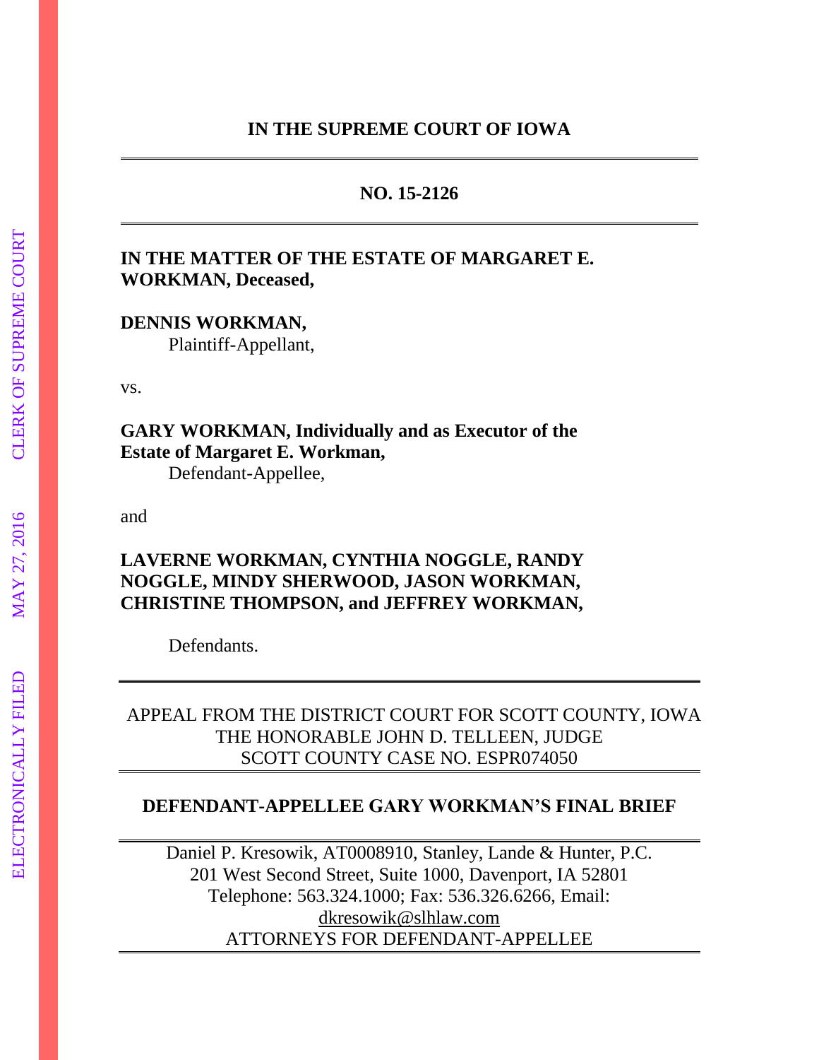**IN THE SUPREME COURT OF IOWA**

---

**NO. 15-2126**

---

**IN THE MATTER OF THE ESTATE OF MARGARET E. WORKMAN, Deceased,**

**DENNIS WORKMAN,**
Plaintiff-Appellant,

vs.

**GARY WORKMAN, Individually and as Executor of the Estate of Margaret E. Workman,**
Defendant-Appellee,

and

**LAVERNE WORKMAN, CYNTHIA NOGGLE, RANDY NOGGLE, MINDY SHERWOOD, JASON WORKMAN, CHRISTINE THOMPSON, and JEFFREY WORKMAN,**

Defendants.

---

APPEAL FROM THE DISTRICT COURT FOR SCOTT COUNTY, IOWA
THE HONORABLE JOHN D. TELLEEN, JUDGE
SCOTT COUNTY CASE NO. ESPR074050

---

**DEFENDANT-APPELLEE GARY WORKMAN'S FINAL BRIEF**

---

Daniel P. Kresowik, AT0008910, Stanley, Lande & Hunter, P.C.
201 West Second Street, Suite 1000, Davenport, IA 52801
Telephone: 563.324.1000; Fax: 536.326.6266, Email: dkresowik@slhlaw.com
ATTORNEYS FOR DEFENDANT-APPELLEE

ELECTRONICALLY FILED MAY 27, 2016 CLERK OF SUPREME COURT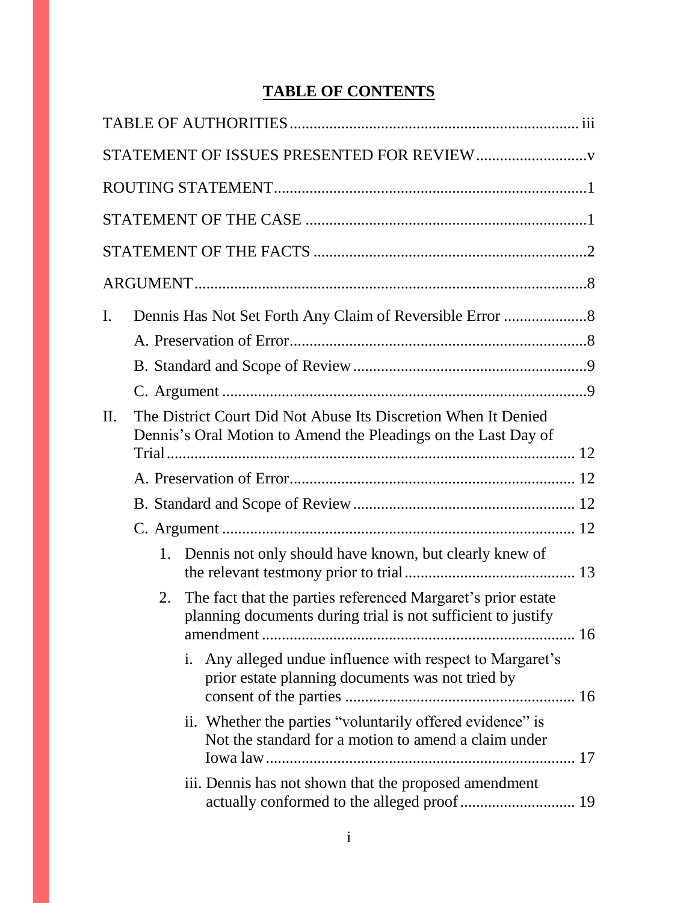## TABLE OF CONTENTS

TABLE OF AUTHORITIES ........................................................................ iii

STATEMENT OF ISSUES PRESENTED FOR REVIEW ............................v

ROUTING STATEMENT..............................................................................1

STATEMENT OF THE CASE ......................................................................1

STATEMENT OF THE FACTS .....................................................................2

ARGUMENT..................................................................................................8

I. Dennis Has Not Set Forth Any Claim of Reversible Error .....................8

   A. Preservation of Error...........................................................................8

   B. Standard and Scope of Review ...........................................................9

   C. Argument ............................................................................................9

II. The District Court Did Not Abuse Its Discretion When It Denied Dennis's Oral Motion to Amend the Pleadings on the Last Day of Trial ...................................................................................................... 12

   A. Preservation of Error....................................................................... 12

   B. Standard and Scope of Review ....................................................... 12

   C. Argument ....................................................................................... 12

      1. Dennis not only should have known, but clearly knew of the relevant testmony prior to trial .......................................... 13

      2. The fact that the parties referenced Margaret's prior estate planning documents during trial is not sufficient to justify amendment .............................................................................. 16

         i. Any alleged undue influence with respect to Margaret's prior estate planning documents was not tried by consent of the parties ......................................................... 16

         ii. Whether the parties "voluntarily offered evidence" is Not the standard for a motion to amend a claim under Iowa law............................................................................ 17

         iii. Dennis has not shown that the proposed amendment actually conformed to the alleged proof ............................ 19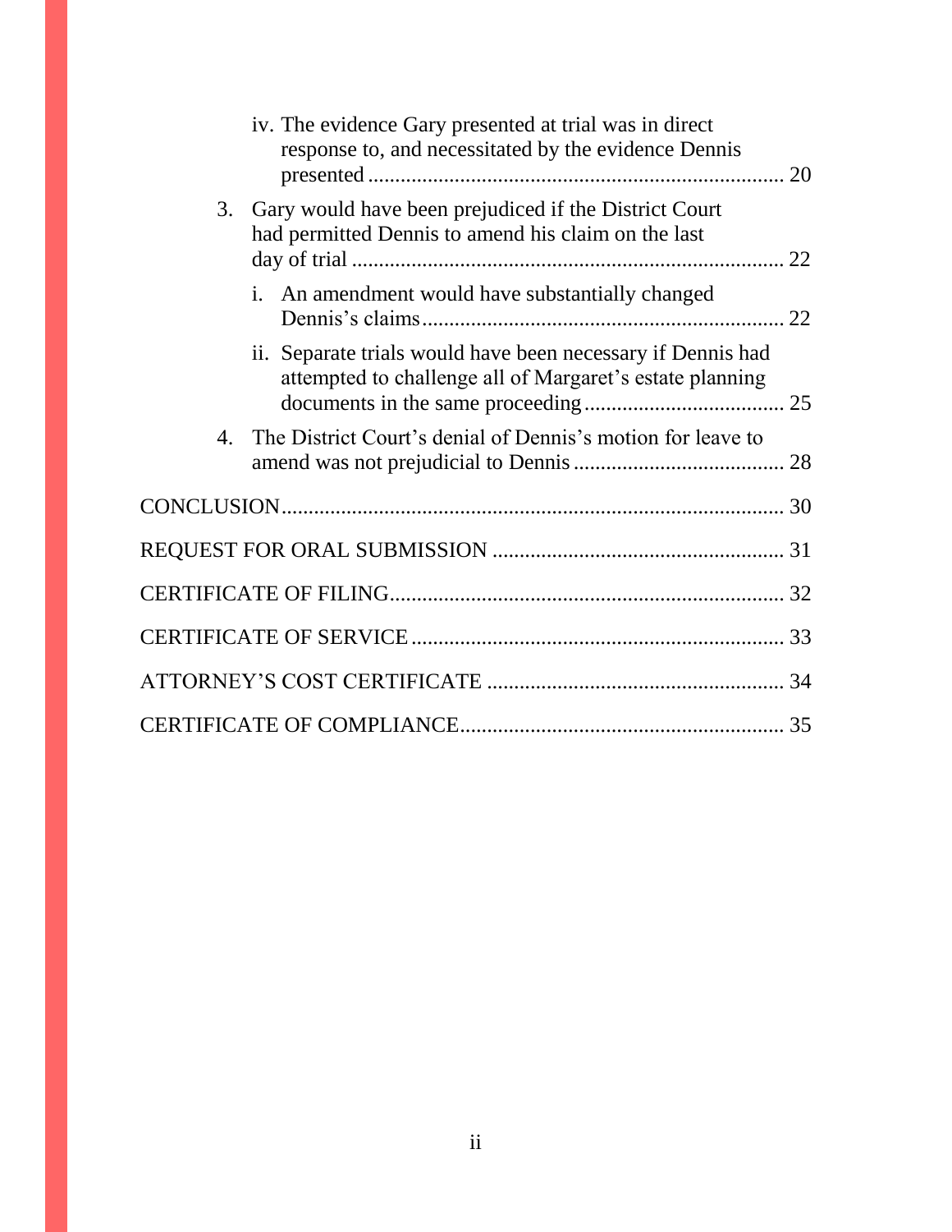iv. The evidence Gary presented at trial was in direct response to, and necessitated by the evidence Dennis presented ............................................................................ 20

3. Gary would have been prejudiced if the District Court had permitted Dennis to amend his claim on the last day of trial ................................................................................ 22

i. An amendment would have substantially changed Dennis's claims .................................................................. 22

ii. Separate trials would have been necessary if Dennis had attempted to challenge all of Margaret's estate planning documents in the same proceeding ..................................... 25

4. The District Court's denial of Dennis's motion for leave to amend was not prejudicial to Dennis ....................................... 28

CONCLUSION ............................................................................................ 30

REQUEST FOR ORAL SUBMISSION ...................................................... 31

CERTIFICATE OF FILING ......................................................................... 32

CERTIFICATE OF SERVICE ..................................................................... 33

ATTORNEY'S COST CERTIFICATE ....................................................... 34

CERTIFICATE OF COMPLIANCE ............................................................ 35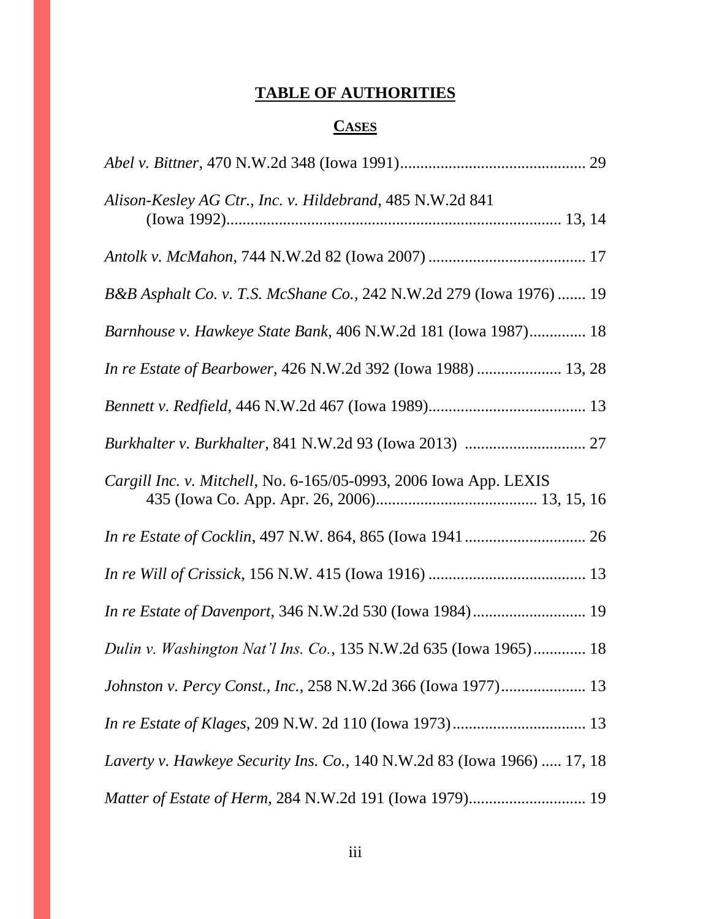## TABLE OF AUTHORITIES

### CASES

*Abel v. Bittner*, 470 N.W.2d 348 (Iowa 1991)............................................. 29

*Alison-Kesley AG Ctr., Inc. v. Hildebrand*, 485 N.W.2d 841 (Iowa 1992)................................................................................ 13, 14

*Antolk v. McMahon*, 744 N.W.2d 82 (Iowa 2007) ....................................... 17

*B&B Asphalt Co. v. T.S. McShane Co.*, 242 N.W.2d 279 (Iowa 1976) ....... 19

*Barnhouse v. Hawkeye State Bank*, 406 N.W.2d 181 (Iowa 1987).............. 18

*In re Estate of Bearbower*, 426 N.W.2d 392 (Iowa 1988) ..................... 13, 28

*Bennett v. Redfield*, 446 N.W.2d 467 (Iowa 1989)....................................... 13

*Burkhalter v. Burkhalter*, 841 N.W.2d 93 (Iowa 2013) .............................. 27

*Cargill Inc. v. Mitchell*, No. 6-165/05-0993, 2006 Iowa App. LEXIS 435 (Iowa Co. App. Apr. 26, 2006)....................................... 13, 15, 16

*In re Estate of Cocklin*, 497 N.W. 864, 865 (Iowa 1941 .............................. 26

*In re Will of Crissick*, 156 N.W. 415 (Iowa 1916) ....................................... 13

*In re Estate of Davenport*, 346 N.W.2d 530 (Iowa 1984)............................ 19

*Dulin v. Washington Nat'l Ins. Co.*, 135 N.W.2d 635 (Iowa 1965)............. 18

*Johnston v. Percy Const., Inc.*, 258 N.W.2d 366 (Iowa 1977)..................... 13

*In re Estate of Klages*, 209 N.W. 2d 110 (Iowa 1973)................................. 13

*Laverty v. Hawkeye Security Ins. Co.*, 140 N.W.2d 83 (Iowa 1966) ..... 17, 18

*Matter of Estate of Herm*, 284 N.W.2d 191 (Iowa 1979)............................ 19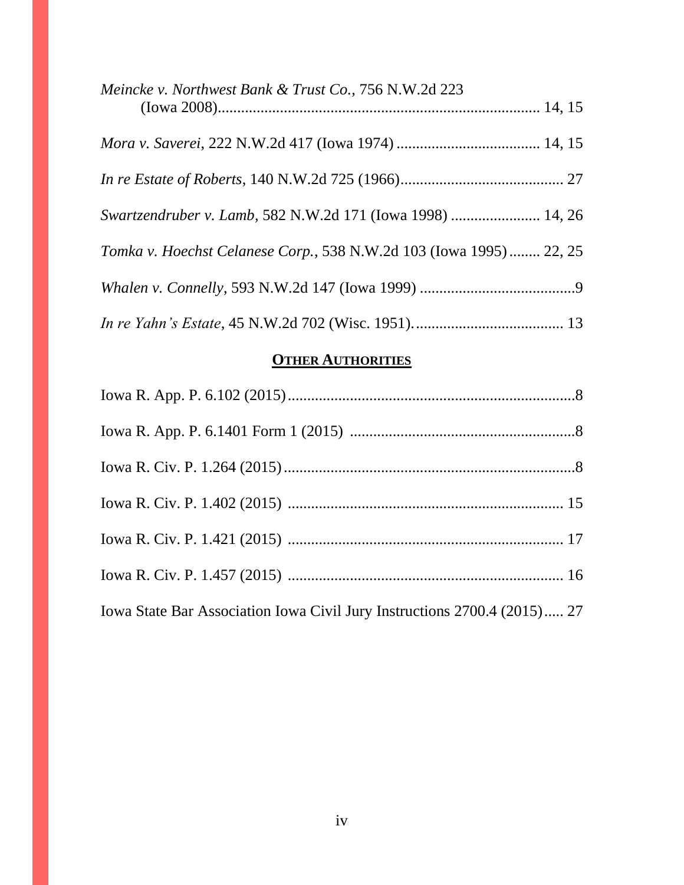*Meincke v. Northwest Bank & Trust Co.*, 756 N.W.2d 223 (Iowa 2008)................................................................................... 14, 15

*Mora v. Saverei*, 222 N.W.2d 417 (Iowa 1974) ..................................... 14, 15

*In re Estate of Roberts*, 140 N.W.2d 725 (1966).......................................... 27

*Swartzendruber v. Lamb*, 582 N.W.2d 171 (Iowa 1998) ....................... 14, 26

*Tomka v. Hoechst Celanese Corp.*, 538 N.W.2d 103 (Iowa 1995)........ 22, 25

*Whalen v. Connelly*, 593 N.W.2d 147 (Iowa 1999) .........................................9

*In re Yahn's Estate*, 45 N.W.2d 702 (Wisc. 1951)....................................... 13

## <u>OTHER AUTHORITIES</u>

Iowa R. App. P. 6.102 (2015)...........................................................................8

Iowa R. App. P. 6.1401 Form 1 (2015) ..........................................................8

Iowa R. Civ. P. 1.264 (2015)...........................................................................8

Iowa R. Civ. P. 1.402 (2015) ...................................................................... 15

Iowa R. Civ. P. 1.421 (2015) ...................................................................... 17

Iowa R. Civ. P. 1.457 (2015) ...................................................................... 16

Iowa State Bar Association Iowa Civil Jury Instructions 2700.4 (2015)..... 27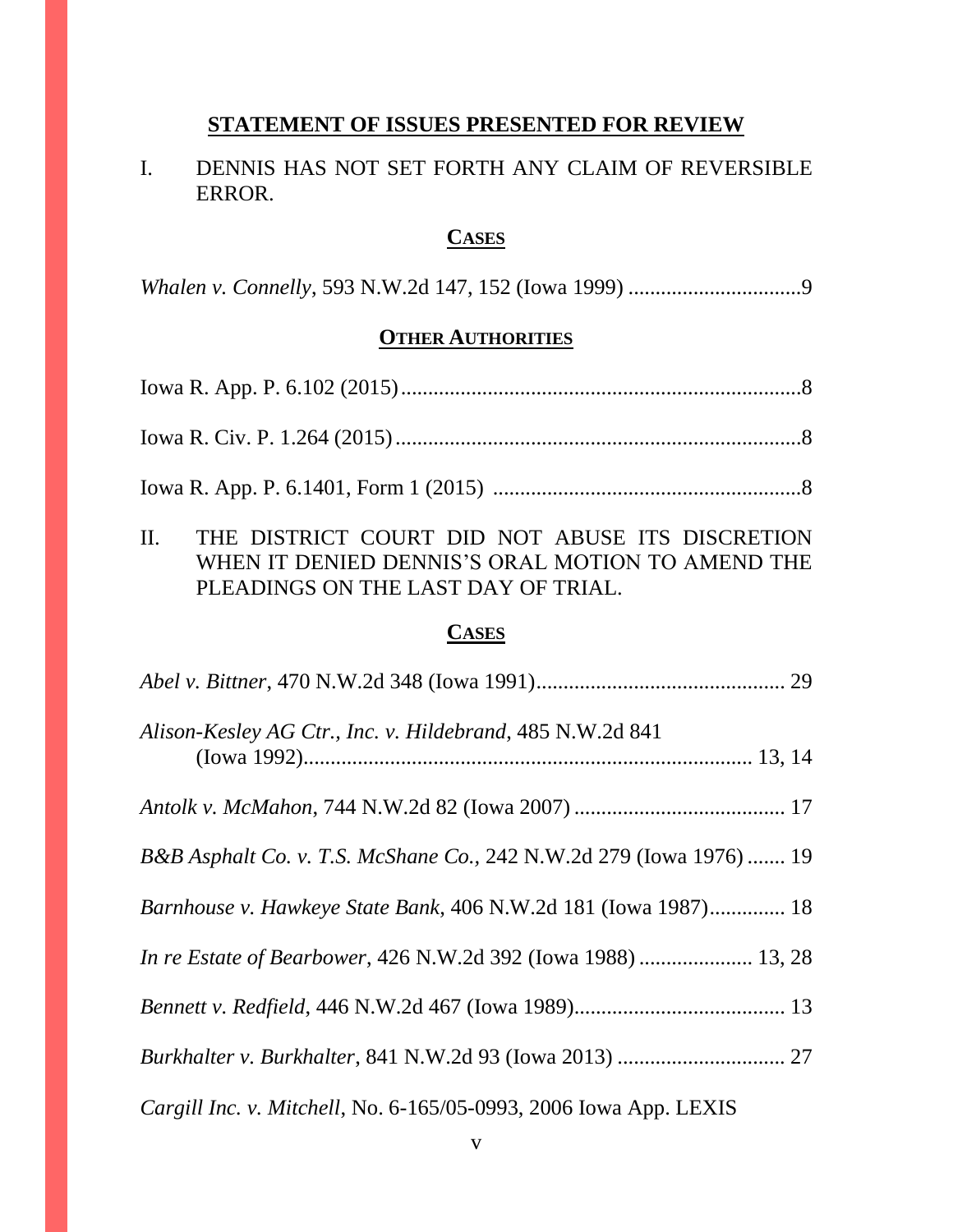## STATEMENT OF ISSUES PRESENTED FOR REVIEW

I. DENNIS HAS NOT SET FORTH ANY CLAIM OF REVERSIBLE ERROR.

**CASES**

*Whalen v. Connelly*, 593 N.W.2d 147, 152 (Iowa 1999) ................................9

**OTHER AUTHORITIES**

Iowa R. App. P. 6.102 (2015)..........................................................................8

Iowa R. Civ. P. 1.264 (2015)...........................................................................8

Iowa R. App. P. 6.1401, Form 1 (2015) .........................................................8

II. THE DISTRICT COURT DID NOT ABUSE ITS DISCRETION WHEN IT DENIED DENNIS'S ORAL MOTION TO AMEND THE PLEADINGS ON THE LAST DAY OF TRIAL.

**CASES**

*Abel v. Bittner*, 470 N.W.2d 348 (Iowa 1991).............................................. 29

*Alison-Kesley AG Ctr., Inc. v. Hildebrand*, 485 N.W.2d 841 (Iowa 1992)................................................................................... 13, 14

*Antolk v. McMahon*, 744 N.W.2d 82 (Iowa 2007) ....................................... 17

*B&B Asphalt Co. v. T.S. McShane Co.*, 242 N.W.2d 279 (Iowa 1976) ....... 19

*Barnhouse v. Hawkeye State Bank*, 406 N.W.2d 181 (Iowa 1987).............. 18

*In re Estate of Bearbower*, 426 N.W.2d 392 (Iowa 1988) ..................... 13, 28

*Bennett v. Redfield*, 446 N.W.2d 467 (Iowa 1989)....................................... 13

*Burkhalter v. Burkhalter*, 841 N.W.2d 93 (Iowa 2013) ............................... 27

*Cargill Inc. v. Mitchell*, No. 6-165/05-0993, 2006 Iowa App. LEXIS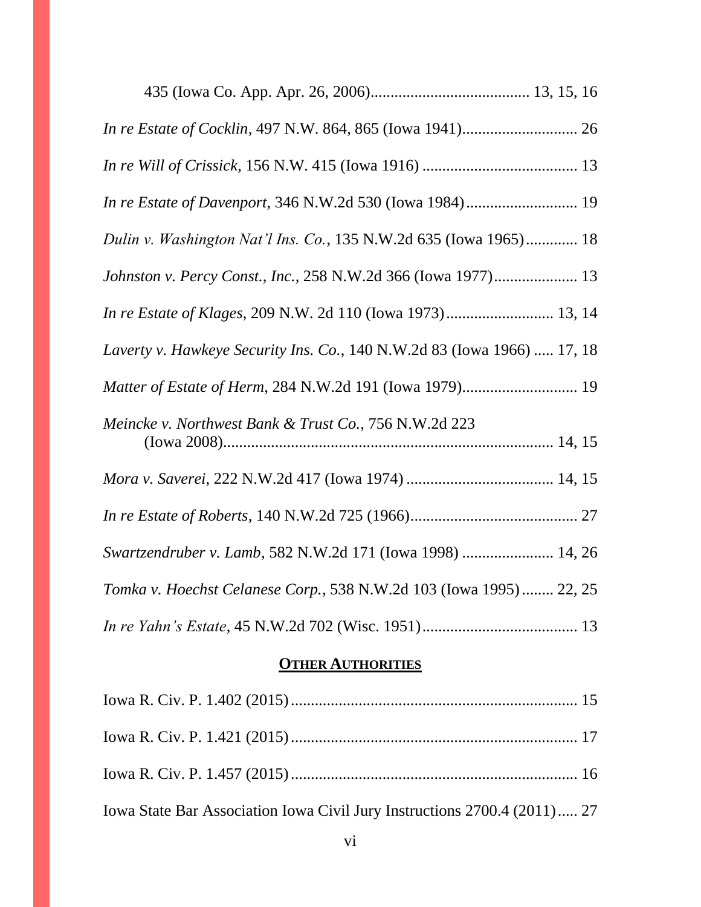435 (Iowa Co. App. Apr. 26, 2006)........................................ 13, 15, 16

*In re Estate of Cocklin*, 497 N.W. 864, 865 (Iowa 1941)............................ 26

*In re Will of Crissick*, 156 N.W. 415 (Iowa 1916) ...................................... 13

*In re Estate of Davenport*, 346 N.W.2d 530 (Iowa 1984)............................ 19

*Dulin v. Washington Nat'l Ins. Co.*, 135 N.W.2d 635 (Iowa 1965)............. 18

*Johnston v. Percy Const., Inc.*, 258 N.W.2d 366 (Iowa 1977)..................... 13

*In re Estate of Klages*, 209 N.W. 2d 110 (Iowa 1973)........................... 13, 14

*Laverty v. Hawkeye Security Ins. Co.*, 140 N.W.2d 83 (Iowa 1966) ..... 17, 18

*Matter of Estate of Herm*, 284 N.W.2d 191 (Iowa 1979)............................ 19

*Meincke v. Northwest Bank & Trust Co.*, 756 N.W.2d 223 (Iowa 2008)................................................................................ 14, 15

*Mora v. Saverei*, 222 N.W.2d 417 (Iowa 1974) .................................... 14, 15

*In re Estate of Roberts*, 140 N.W.2d 725 (1966).......................................... 27

*Swartzendruber v. Lamb*, 582 N.W.2d 171 (Iowa 1998) ....................... 14, 26

*Tomka v. Hoechst Celanese Corp.*, 538 N.W.2d 103 (Iowa 1995)........ 22, 25

*In re Yahn's Estate*, 45 N.W.2d 702 (Wisc. 1951)....................................... 13

## OTHER AUTHORITIES

Iowa R. Civ. P. 1.402 (2015)....................................................................... 15

Iowa R. Civ. P. 1.421 (2015)....................................................................... 17

Iowa R. Civ. P. 1.457 (2015)....................................................................... 16

Iowa State Bar Association Iowa Civil Jury Instructions 2700.4 (2011)..... 27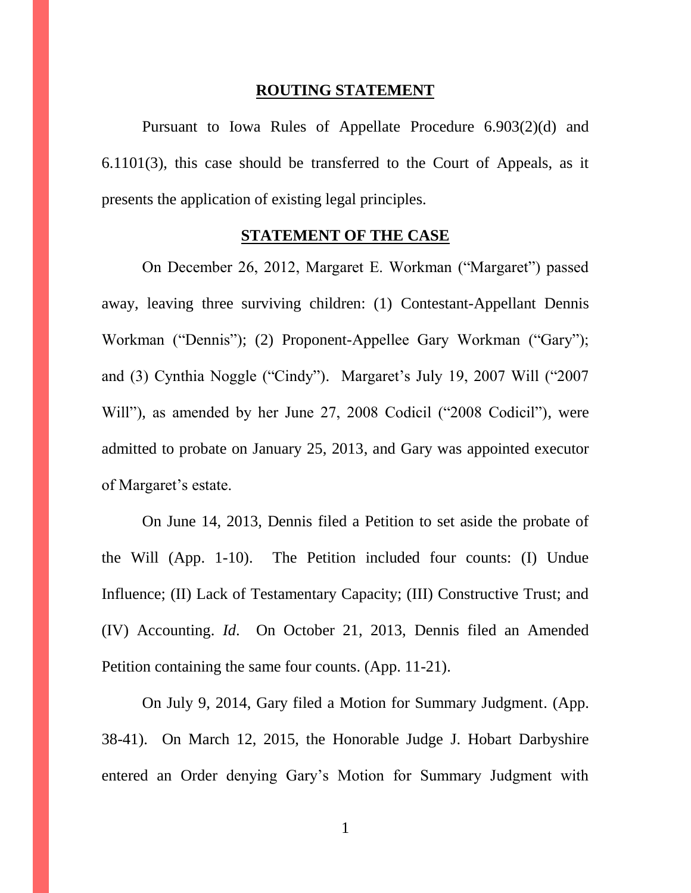## ROUTING STATEMENT

Pursuant to Iowa Rules of Appellate Procedure 6.903(2)(d) and 6.1101(3), this case should be transferred to the Court of Appeals, as it presents the application of existing legal principles.

## STATEMENT OF THE CASE

On December 26, 2012, Margaret E. Workman ("Margaret") passed away, leaving three surviving children: (1) Contestant-Appellant Dennis Workman ("Dennis"); (2) Proponent-Appellee Gary Workman ("Gary"); and (3) Cynthia Noggle ("Cindy"). Margaret's July 19, 2007 Will ("2007 Will"), as amended by her June 27, 2008 Codicil ("2008 Codicil"), were admitted to probate on January 25, 2013, and Gary was appointed executor of Margaret's estate.

On June 14, 2013, Dennis filed a Petition to set aside the probate of the Will (App. 1-10). The Petition included four counts: (I) Undue Influence; (II) Lack of Testamentary Capacity; (III) Constructive Trust; and (IV) Accounting. *Id.* On October 21, 2013, Dennis filed an Amended Petition containing the same four counts. (App. 11-21).

On July 9, 2014, Gary filed a Motion for Summary Judgment. (App. 38-41). On March 12, 2015, the Honorable Judge J. Hobart Darbyshire entered an Order denying Gary's Motion for Summary Judgment with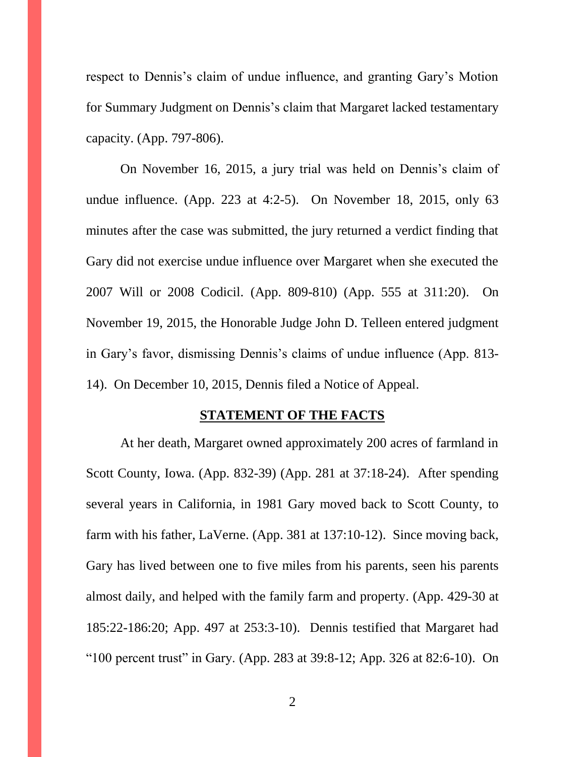respect to Dennis's claim of undue influence, and granting Gary's Motion for Summary Judgment on Dennis's claim that Margaret lacked testamentary capacity. (App. 797-806).

On November 16, 2015, a jury trial was held on Dennis's claim of undue influence. (App. 223 at 4:2-5). On November 18, 2015, only 63 minutes after the case was submitted, the jury returned a verdict finding that Gary did not exercise undue influence over Margaret when she executed the 2007 Will or 2008 Codicil. (App. 809-810) (App. 555 at 311:20). On November 19, 2015, the Honorable Judge John D. Telleen entered judgment in Gary's favor, dismissing Dennis's claims of undue influence (App. 813-14). On December 10, 2015, Dennis filed a Notice of Appeal.

## STATEMENT OF THE FACTS

At her death, Margaret owned approximately 200 acres of farmland in Scott County, Iowa. (App. 832-39) (App. 281 at 37:18-24). After spending several years in California, in 1981 Gary moved back to Scott County, to farm with his father, LaVerne. (App. 381 at 137:10-12). Since moving back, Gary has lived between one to five miles from his parents, seen his parents almost daily, and helped with the family farm and property. (App. 429-30 at 185:22-186:20; App. 497 at 253:3-10). Dennis testified that Margaret had "100 percent trust" in Gary. (App. 283 at 39:8-12; App. 326 at 82:6-10). On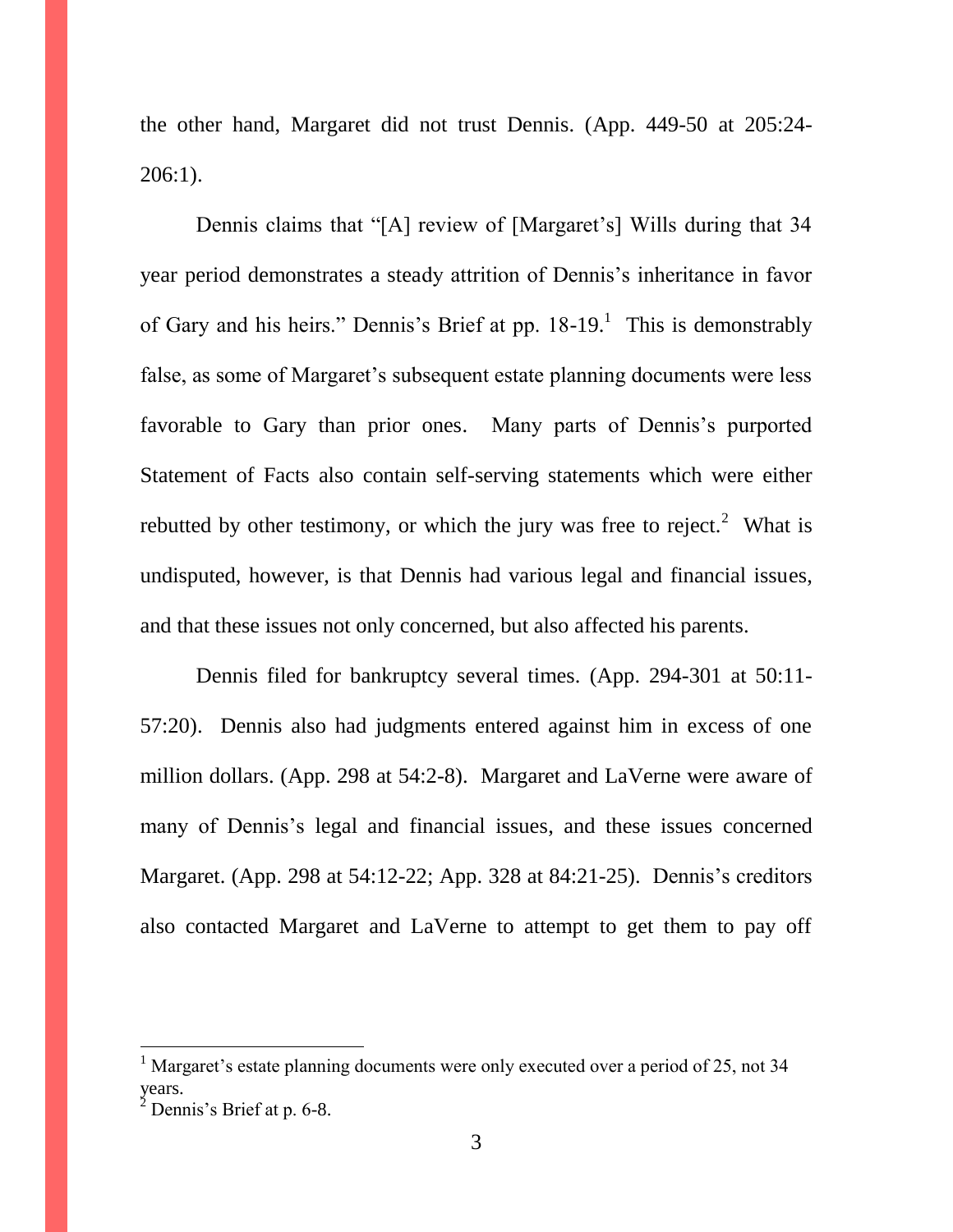the other hand, Margaret did not trust Dennis. (App. 449-50 at 205:24-206:1).

Dennis claims that "[A] review of [Margaret's] Wills during that 34 year period demonstrates a steady attrition of Dennis's inheritance in favor of Gary and his heirs." Dennis's Brief at pp. 18-19.[1] This is demonstrably false, as some of Margaret's subsequent estate planning documents were less favorable to Gary than prior ones. Many parts of Dennis's purported Statement of Facts also contain self-serving statements which were either rebutted by other testimony, or which the jury was free to reject.[2] What is undisputed, however, is that Dennis had various legal and financial issues, and that these issues not only concerned, but also affected his parents.

Dennis filed for bankruptcy several times. (App. 294-301 at 50:11-57:20). Dennis also had judgments entered against him in excess of one million dollars. (App. 298 at 54:2-8). Margaret and LaVerne were aware of many of Dennis's legal and financial issues, and these issues concerned Margaret. (App. 298 at 54:12-22; App. 328 at 84:21-25). Dennis's creditors also contacted Margaret and LaVerne to attempt to get them to pay off

---

[1] Margaret's estate planning documents were only executed over a period of 25, not 34 years.

[2] Dennis's Brief at p. 6-8.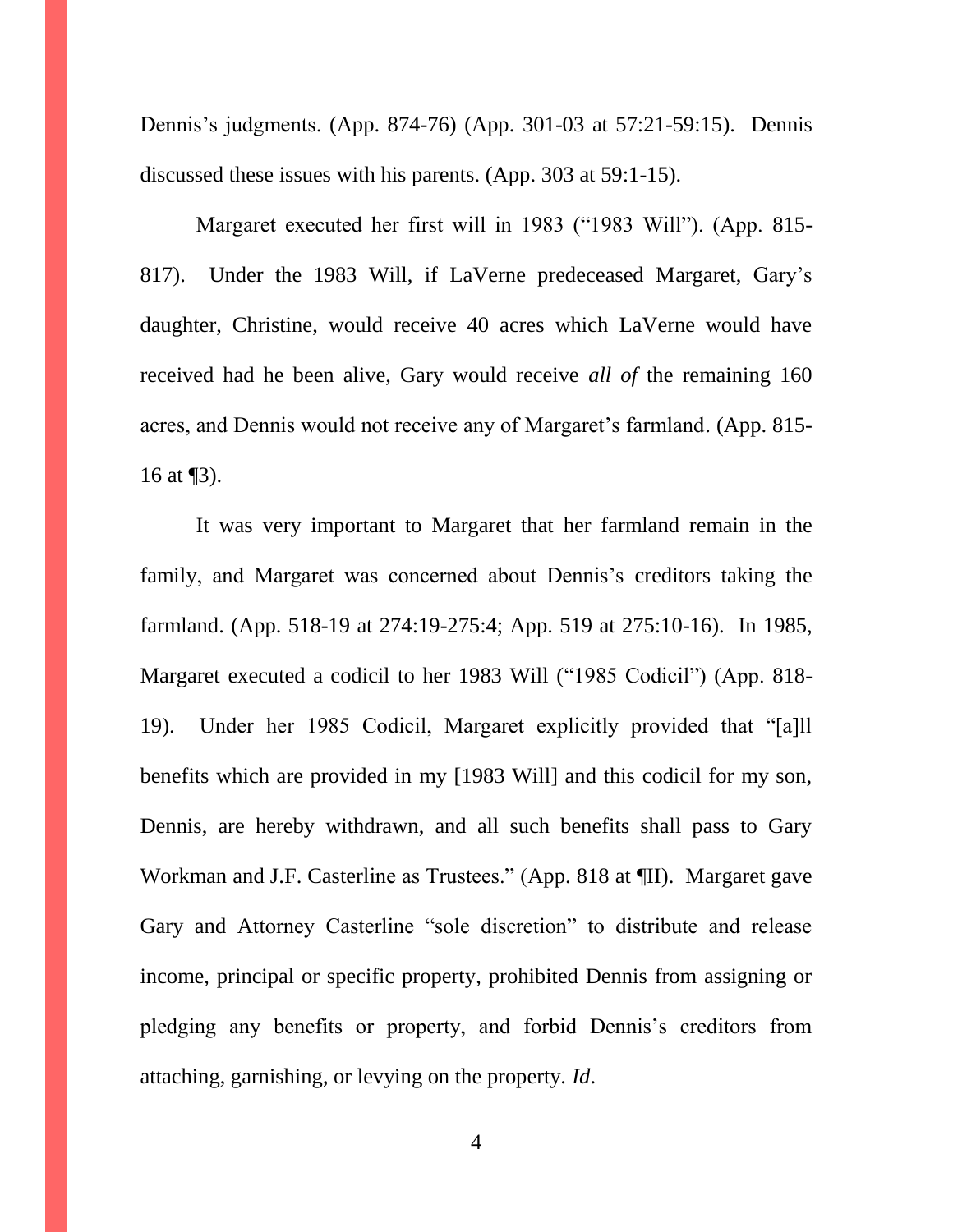Dennis's judgments. (App. 874-76) (App. 301-03 at 57:21-59:15). Dennis discussed these issues with his parents. (App. 303 at 59:1-15).

Margaret executed her first will in 1983 ("1983 Will"). (App. 815-817). Under the 1983 Will, if LaVerne predeceased Margaret, Gary's daughter, Christine, would receive 40 acres which LaVerne would have received had he been alive, Gary would receive *all of* the remaining 160 acres, and Dennis would not receive any of Margaret's farmland. (App. 815-16 at ¶3).

It was very important to Margaret that her farmland remain in the family, and Margaret was concerned about Dennis's creditors taking the farmland. (App. 518-19 at 274:19-275:4; App. 519 at 275:10-16). In 1985, Margaret executed a codicil to her 1983 Will ("1985 Codicil") (App. 818-19). Under her 1985 Codicil, Margaret explicitly provided that "[a]ll benefits which are provided in my [1983 Will] and this codicil for my son, Dennis, are hereby withdrawn, and all such benefits shall pass to Gary Workman and J.F. Casterline as Trustees." (App. 818 at ¶II). Margaret gave Gary and Attorney Casterline "sole discretion" to distribute and release income, principal or specific property, prohibited Dennis from assigning or pledging any benefits or property, and forbid Dennis's creditors from attaching, garnishing, or levying on the property. *Id*.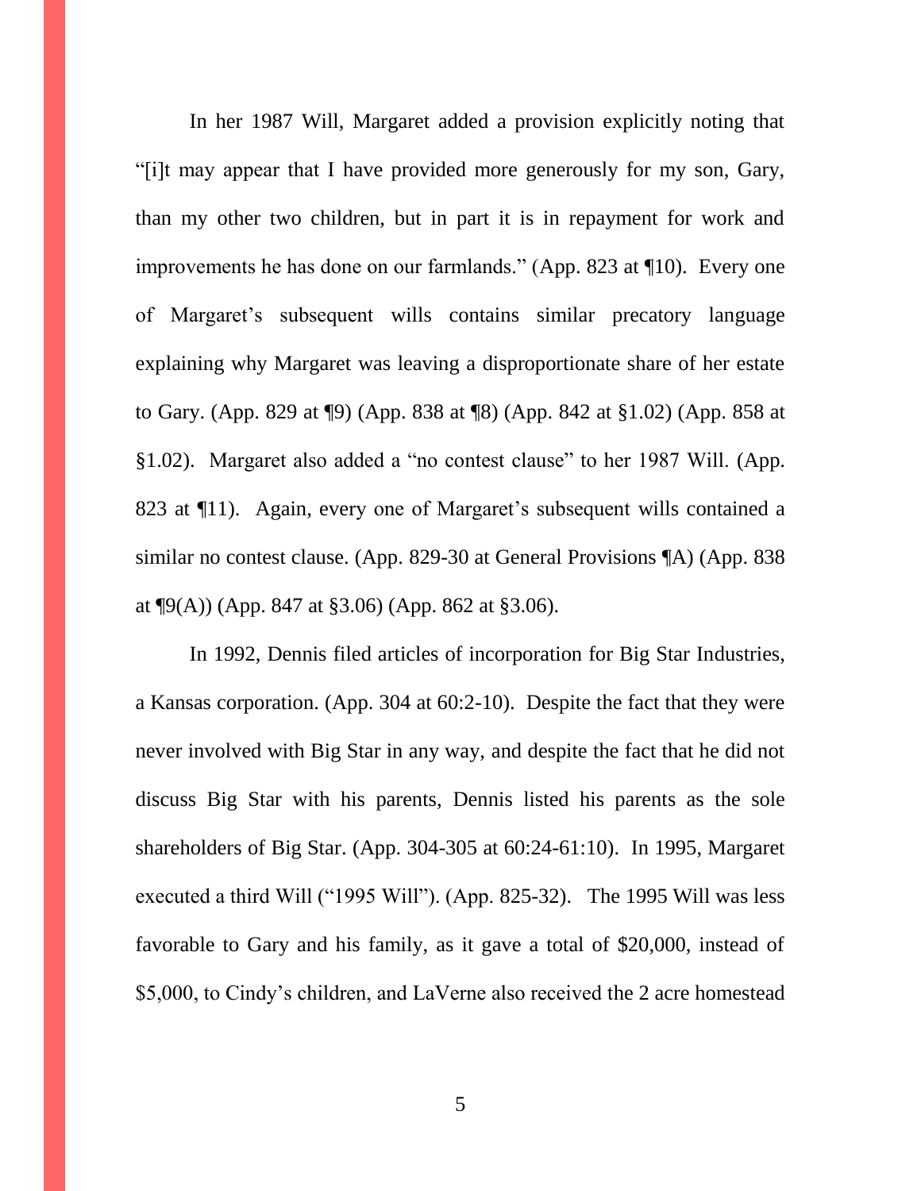In her 1987 Will, Margaret added a provision explicitly noting that "[i]t may appear that I have provided more generously for my son, Gary, than my other two children, but in part it is in repayment for work and improvements he has done on our farmlands." (App. 823 at ¶10). Every one of Margaret's subsequent wills contains similar precatory language explaining why Margaret was leaving a disproportionate share of her estate to Gary. (App. 829 at ¶9) (App. 838 at ¶8) (App. 842 at §1.02) (App. 858 at §1.02). Margaret also added a "no contest clause" to her 1987 Will. (App. 823 at ¶11). Again, every one of Margaret's subsequent wills contained a similar no contest clause. (App. 829-30 at General Provisions ¶A) (App. 838 at ¶9(A)) (App. 847 at §3.06) (App. 862 at §3.06).

In 1992, Dennis filed articles of incorporation for Big Star Industries, a Kansas corporation. (App. 304 at 60:2-10). Despite the fact that they were never involved with Big Star in any way, and despite the fact that he did not discuss Big Star with his parents, Dennis listed his parents as the sole shareholders of Big Star. (App. 304-305 at 60:24-61:10). In 1995, Margaret executed a third Will ("1995 Will"). (App. 825-32). The 1995 Will was less favorable to Gary and his family, as it gave a total of $20,000, instead of $5,000, to Cindy's children, and LaVerne also received the 2 acre homestead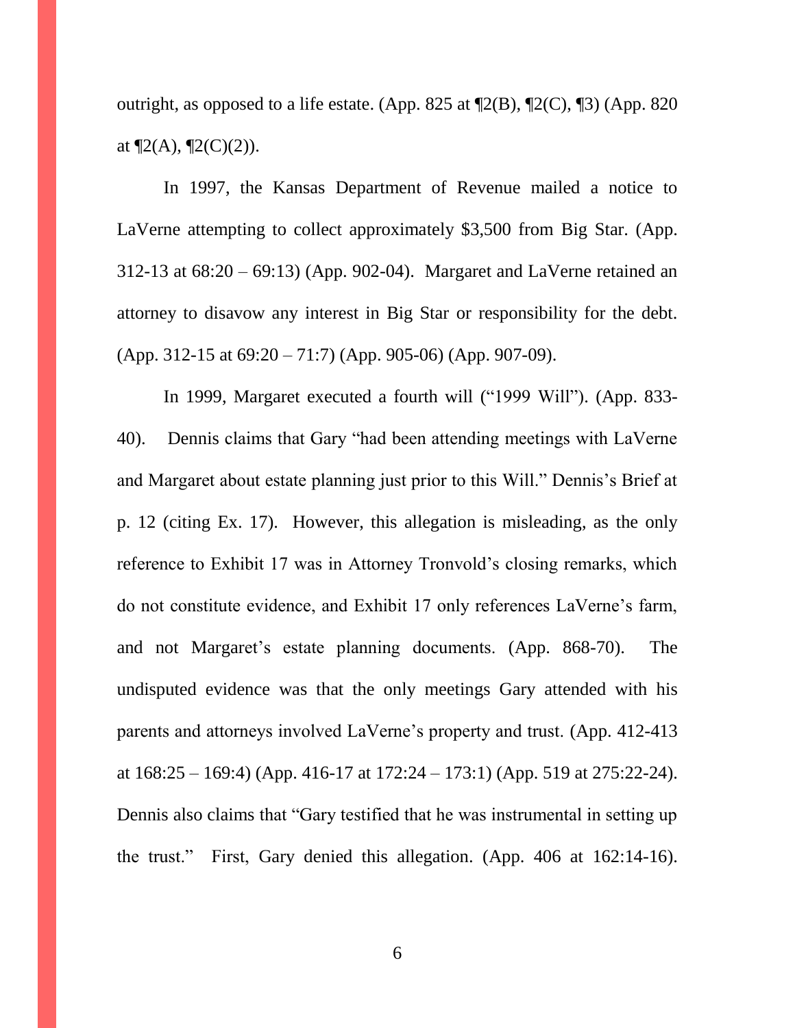outright, as opposed to a life estate. (App. 825 at ¶2(B), ¶2(C), ¶3) (App. 820 at ¶2(A), ¶2(C)(2)).

In 1997, the Kansas Department of Revenue mailed a notice to LaVerne attempting to collect approximately $3,500 from Big Star. (App. 312-13 at 68:20 – 69:13) (App. 902-04). Margaret and LaVerne retained an attorney to disavow any interest in Big Star or responsibility for the debt. (App. 312-15 at 69:20 – 71:7) (App. 905-06) (App. 907-09).

In 1999, Margaret executed a fourth will ("1999 Will"). (App. 833-40). Dennis claims that Gary "had been attending meetings with LaVerne and Margaret about estate planning just prior to this Will." Dennis's Brief at p. 12 (citing Ex. 17). However, this allegation is misleading, as the only reference to Exhibit 17 was in Attorney Tronvold's closing remarks, which do not constitute evidence, and Exhibit 17 only references LaVerne's farm, and not Margaret's estate planning documents. (App. 868-70). The undisputed evidence was that the only meetings Gary attended with his parents and attorneys involved LaVerne's property and trust. (App. 412-413 at 168:25 – 169:4) (App. 416-17 at 172:24 – 173:1) (App. 519 at 275:22-24). Dennis also claims that "Gary testified that he was instrumental in setting up the trust." First, Gary denied this allegation. (App. 406 at 162:14-16).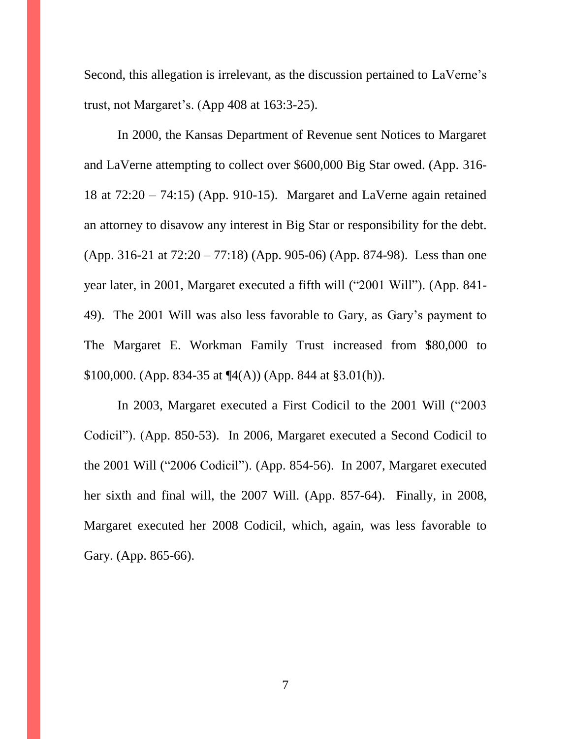Second, this allegation is irrelevant, as the discussion pertained to LaVerne's trust, not Margaret's. (App 408 at 163:3-25).

In 2000, the Kansas Department of Revenue sent Notices to Margaret and LaVerne attempting to collect over $600,000 Big Star owed. (App. 316-18 at 72:20 – 74:15) (App. 910-15). Margaret and LaVerne again retained an attorney to disavow any interest in Big Star or responsibility for the debt. (App. 316-21 at 72:20 – 77:18) (App. 905-06) (App. 874-98). Less than one year later, in 2001, Margaret executed a fifth will ("2001 Will"). (App. 841-49). The 2001 Will was also less favorable to Gary, as Gary's payment to The Margaret E. Workman Family Trust increased from $80,000 to $100,000. (App. 834-35 at ¶4(A)) (App. 844 at §3.01(h)).

In 2003, Margaret executed a First Codicil to the 2001 Will ("2003 Codicil"). (App. 850-53). In 2006, Margaret executed a Second Codicil to the 2001 Will ("2006 Codicil"). (App. 854-56). In 2007, Margaret executed her sixth and final will, the 2007 Will. (App. 857-64). Finally, in 2008, Margaret executed her 2008 Codicil, which, again, was less favorable to Gary. (App. 865-66).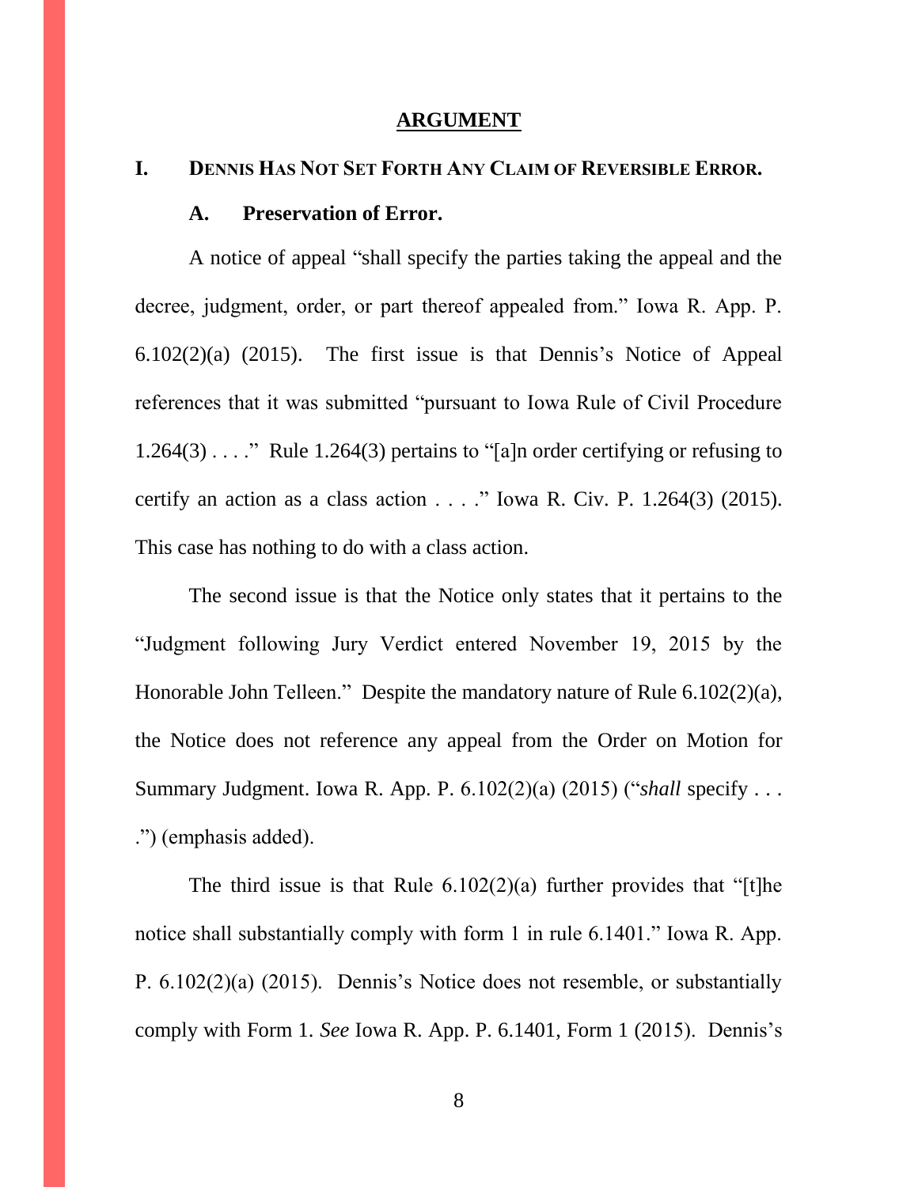## ARGUMENT

### I. DENNIS HAS NOT SET FORTH ANY CLAIM OF REVERSIBLE ERROR.

#### A. Preservation of Error.

A notice of appeal "shall specify the parties taking the appeal and the decree, judgment, order, or part thereof appealed from." Iowa R. App. P. 6.102(2)(a) (2015). The first issue is that Dennis's Notice of Appeal references that it was submitted "pursuant to Iowa Rule of Civil Procedure 1.264(3) . . . ." Rule 1.264(3) pertains to "[a]n order certifying or refusing to certify an action as a class action . . . ." Iowa R. Civ. P. 1.264(3) (2015). This case has nothing to do with a class action.

The second issue is that the Notice only states that it pertains to the "Judgment following Jury Verdict entered November 19, 2015 by the Honorable John Telleen." Despite the mandatory nature of Rule 6.102(2)(a), the Notice does not reference any appeal from the Order on Motion for Summary Judgment. Iowa R. App. P. 6.102(2)(a) (2015) ("*shall* specify . . . .") (emphasis added).

The third issue is that Rule 6.102(2)(a) further provides that "[t]he notice shall substantially comply with form 1 in rule 6.1401." Iowa R. App. P. 6.102(2)(a) (2015). Dennis's Notice does not resemble, or substantially comply with Form 1. *See* Iowa R. App. P. 6.1401, Form 1 (2015). Dennis's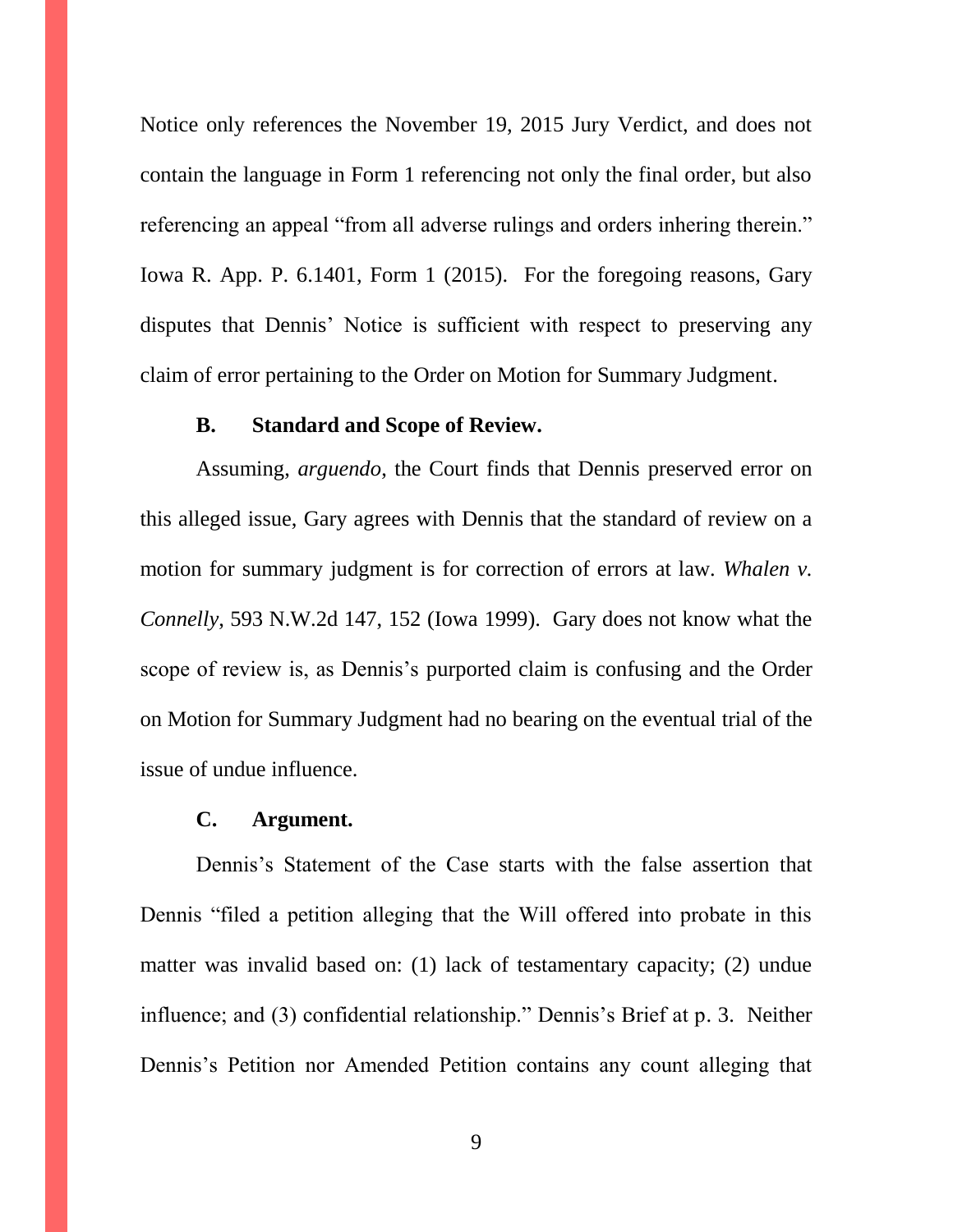Notice only references the November 19, 2015 Jury Verdict, and does not contain the language in Form 1 referencing not only the final order, but also referencing an appeal "from all adverse rulings and orders inhering therein." Iowa R. App. P. 6.1401, Form 1 (2015). For the foregoing reasons, Gary disputes that Dennis' Notice is sufficient with respect to preserving any claim of error pertaining to the Order on Motion for Summary Judgment.

**B. Standard and Scope of Review.**

Assuming, *arguendo*, the Court finds that Dennis preserved error on this alleged issue, Gary agrees with Dennis that the standard of review on a motion for summary judgment is for correction of errors at law. *Whalen v. Connelly*, 593 N.W.2d 147, 152 (Iowa 1999). Gary does not know what the scope of review is, as Dennis's purported claim is confusing and the Order on Motion for Summary Judgment had no bearing on the eventual trial of the issue of undue influence.

**C. Argument.**

Dennis's Statement of the Case starts with the false assertion that Dennis "filed a petition alleging that the Will offered into probate in this matter was invalid based on: (1) lack of testamentary capacity; (2) undue influence; and (3) confidential relationship." Dennis's Brief at p. 3. Neither Dennis's Petition nor Amended Petition contains any count alleging that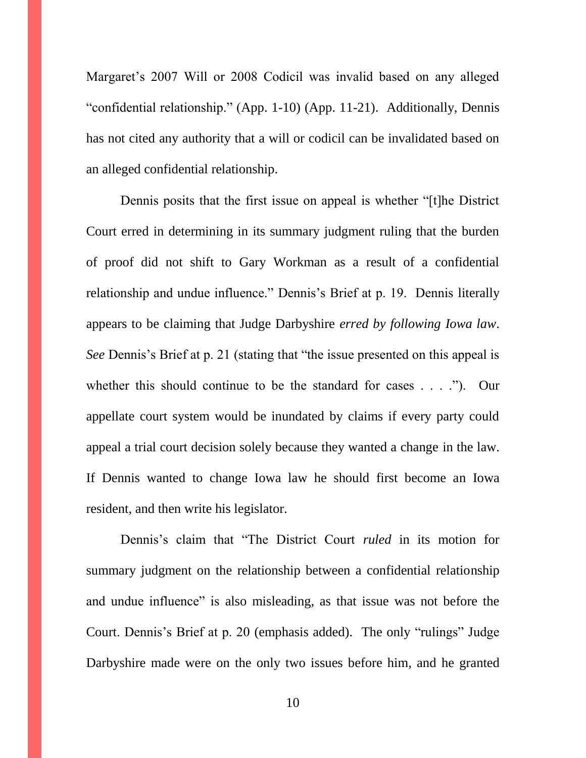Margaret's 2007 Will or 2008 Codicil was invalid based on any alleged "confidential relationship." (App. 1-10) (App. 11-21). Additionally, Dennis has not cited any authority that a will or codicil can be invalidated based on an alleged confidential relationship.

Dennis posits that the first issue on appeal is whether "[t]he District Court erred in determining in its summary judgment ruling that the burden of proof did not shift to Gary Workman as a result of a confidential relationship and undue influence." Dennis's Brief at p. 19. Dennis literally appears to be claiming that Judge Darbyshire *erred by following Iowa law*. *See* Dennis's Brief at p. 21 (stating that "the issue presented on this appeal is whether this should continue to be the standard for cases . . . ."). Our appellate court system would be inundated by claims if every party could appeal a trial court decision solely because they wanted a change in the law. If Dennis wanted to change Iowa law he should first become an Iowa resident, and then write his legislator.

Dennis's claim that "The District Court *ruled* in its motion for summary judgment on the relationship between a confidential relationship and undue influence" is also misleading, as that issue was not before the Court. Dennis's Brief at p. 20 (emphasis added). The only "rulings" Judge Darbyshire made were on the only two issues before him, and he granted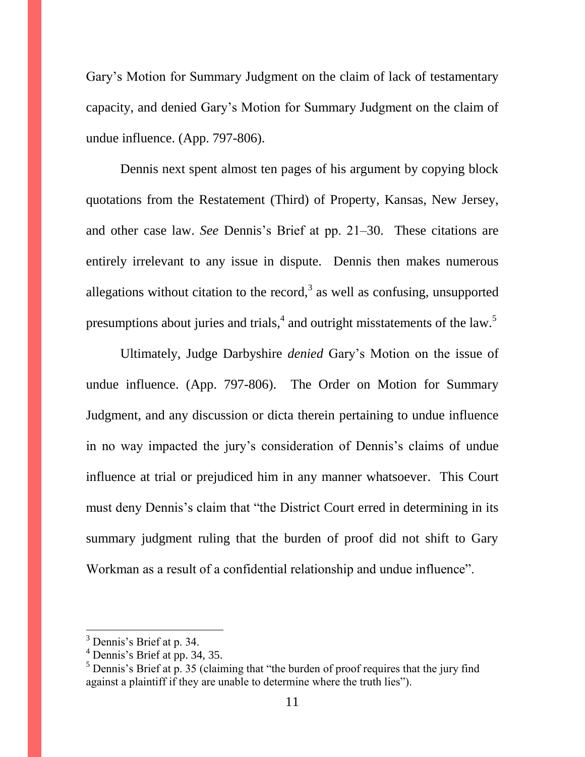Gary's Motion for Summary Judgment on the claim of lack of testamentary capacity, and denied Gary's Motion for Summary Judgment on the claim of undue influence. (App. 797-806).

Dennis next spent almost ten pages of his argument by copying block quotations from the Restatement (Third) of Property, Kansas, New Jersey, and other case law. *See* Dennis's Brief at pp. 21–30. These citations are entirely irrelevant to any issue in dispute. Dennis then makes numerous allegations without citation to the record,[3] as well as confusing, unsupported presumptions about juries and trials,[4] and outright misstatements of the law.[5]

Ultimately, Judge Darbyshire *denied* Gary's Motion on the issue of undue influence. (App. 797-806). The Order on Motion for Summary Judgment, and any discussion or dicta therein pertaining to undue influence in no way impacted the jury's consideration of Dennis's claims of undue influence at trial or prejudiced him in any manner whatsoever. This Court must deny Dennis's claim that "the District Court erred in determining in its summary judgment ruling that the burden of proof did not shift to Gary Workman as a result of a confidential relationship and undue influence".

---

[3] Dennis's Brief at p. 34.

[4] Dennis's Brief at pp. 34, 35.

[5] Dennis's Brief at p. 35 (claiming that "the burden of proof requires that the jury find against a plaintiff if they are unable to determine where the truth lies").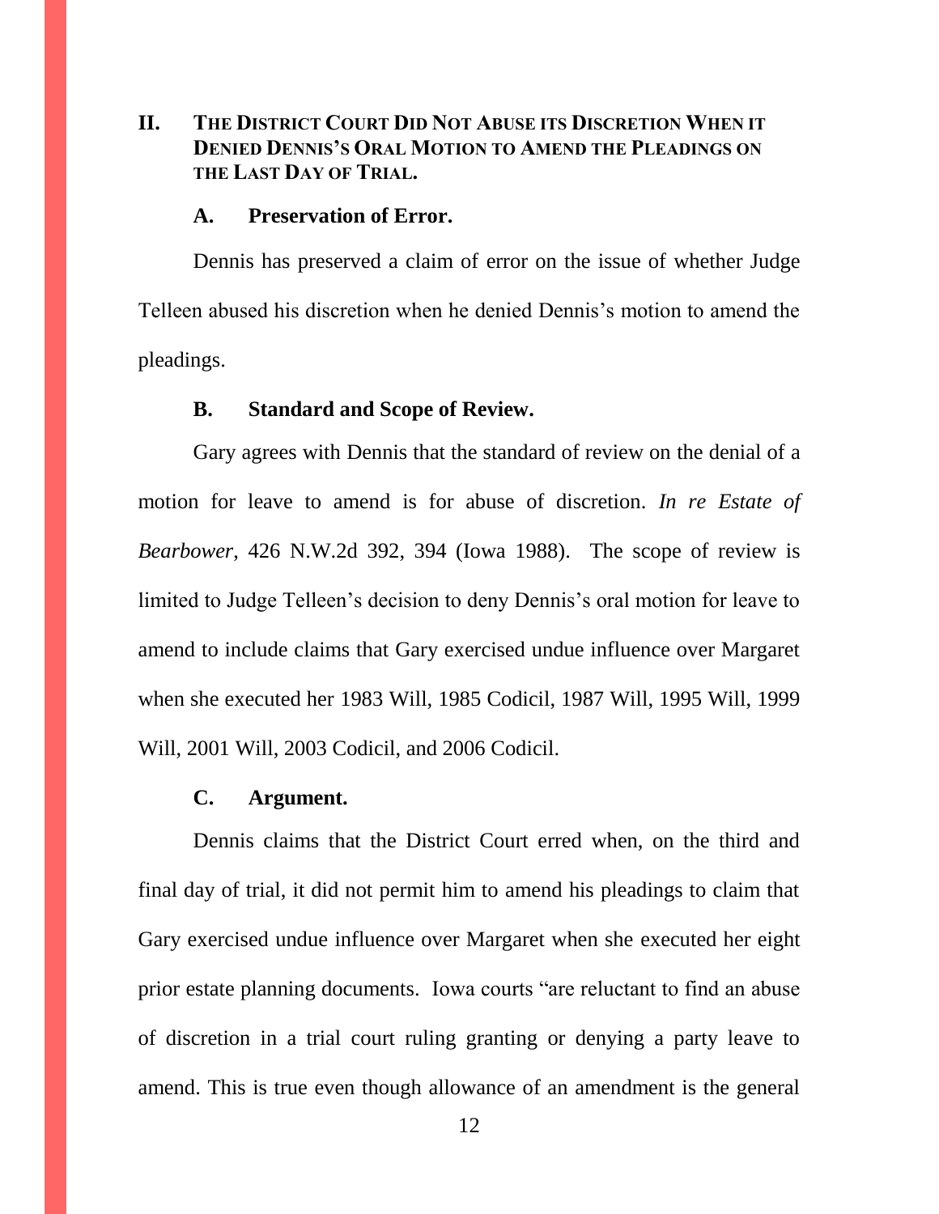## II. THE DISTRICT COURT DID NOT ABUSE ITS DISCRETION WHEN IT DENIED DENNIS'S ORAL MOTION TO AMEND THE PLEADINGS ON THE LAST DAY OF TRIAL.

### A. Preservation of Error.

Dennis has preserved a claim of error on the issue of whether Judge Telleen abused his discretion when he denied Dennis's motion to amend the pleadings.

### B. Standard and Scope of Review.

Gary agrees with Dennis that the standard of review on the denial of a motion for leave to amend is for abuse of discretion. *In re Estate of Bearbower*, 426 N.W.2d 392, 394 (Iowa 1988). The scope of review is limited to Judge Telleen's decision to deny Dennis's oral motion for leave to amend to include claims that Gary exercised undue influence over Margaret when she executed her 1983 Will, 1985 Codicil, 1987 Will, 1995 Will, 1999 Will, 2001 Will, 2003 Codicil, and 2006 Codicil.

### C. Argument.

Dennis claims that the District Court erred when, on the third and final day of trial, it did not permit him to amend his pleadings to claim that Gary exercised undue influence over Margaret when she executed her eight prior estate planning documents. Iowa courts "are reluctant to find an abuse of discretion in a trial court ruling granting or denying a party leave to amend. This is true even though allowance of an amendment is the general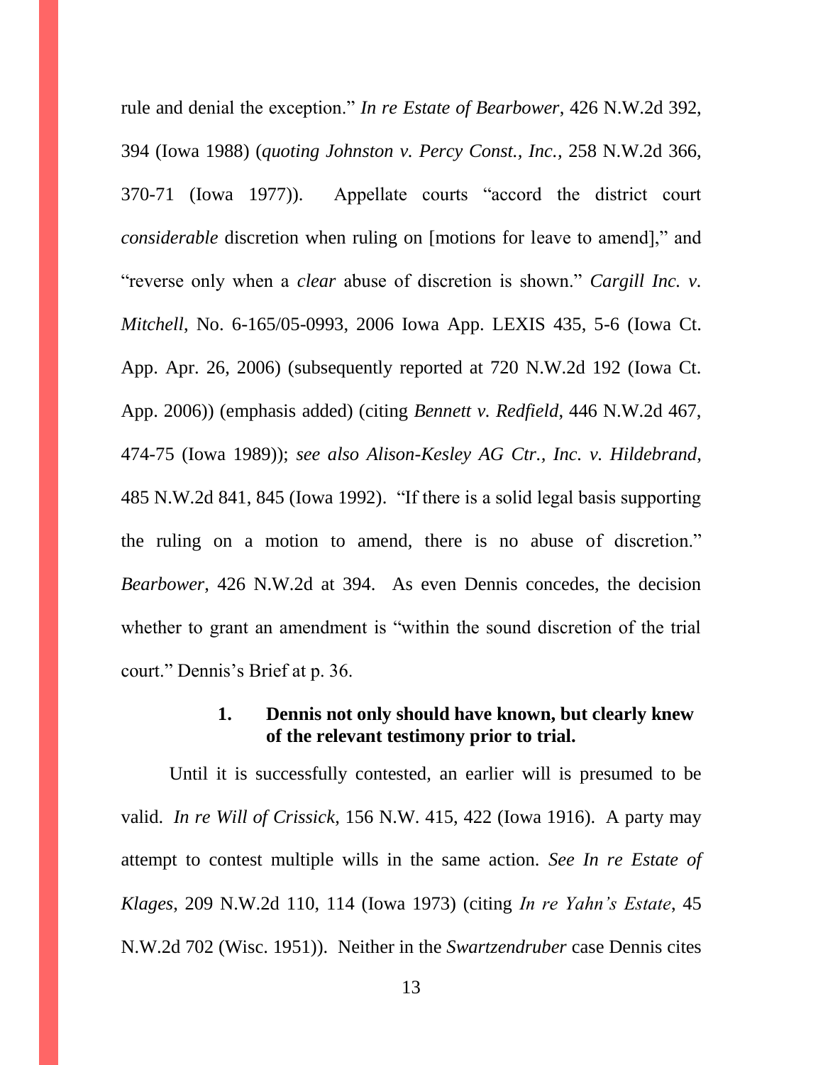rule and denial the exception." *In re Estate of Bearbower*, 426 N.W.2d 392, 394 (Iowa 1988) (*quoting Johnston v. Percy Const., Inc.*, 258 N.W.2d 366, 370-71 (Iowa 1977)). Appellate courts "accord the district court *considerable* discretion when ruling on [motions for leave to amend]," and "reverse only when a *clear* abuse of discretion is shown." *Cargill Inc. v. Mitchell*, No. 6-165/05-0993, 2006 Iowa App. LEXIS 435, 5-6 (Iowa Ct. App. Apr. 26, 2006) (subsequently reported at 720 N.W.2d 192 (Iowa Ct. App. 2006)) (emphasis added) (citing *Bennett v. Redfield*, 446 N.W.2d 467, 474-75 (Iowa 1989)); *see also Alison-Kesley AG Ctr., Inc. v. Hildebrand*, 485 N.W.2d 841, 845 (Iowa 1992). "If there is a solid legal basis supporting the ruling on a motion to amend, there is no abuse of discretion." *Bearbower*, 426 N.W.2d at 394. As even Dennis concedes, the decision whether to grant an amendment is "within the sound discretion of the trial court." Dennis's Brief at p. 36.

### 1. Dennis not only should have known, but clearly knew of the relevant testimony prior to trial.

Until it is successfully contested, an earlier will is presumed to be valid. *In re Will of Crissick*, 156 N.W. 415, 422 (Iowa 1916). A party may attempt to contest multiple wills in the same action. *See In re Estate of Klages*, 209 N.W.2d 110, 114 (Iowa 1973) (citing *In re Yahn's Estate*, 45 N.W.2d 702 (Wisc. 1951)). Neither in the *Swartzendruber* case Dennis cites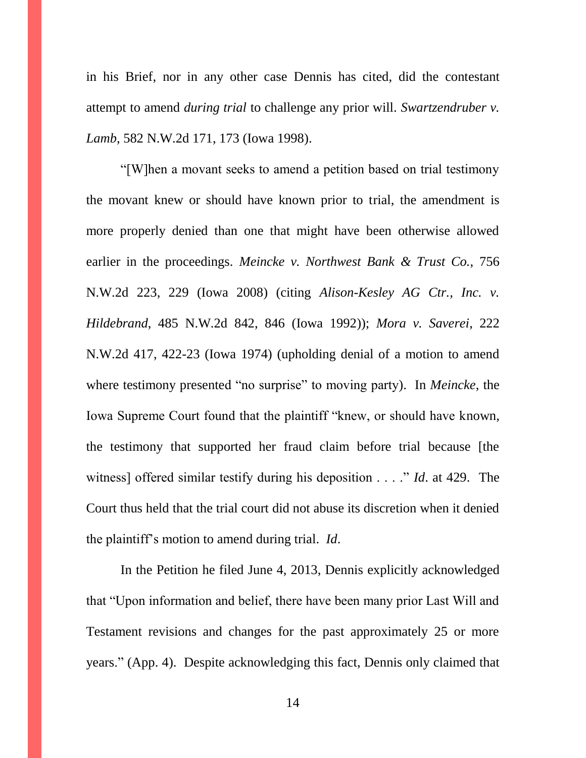in his Brief, nor in any other case Dennis has cited, did the contestant attempt to amend *during trial* to challenge any prior will. *Swartzendruber v. Lamb*, 582 N.W.2d 171, 173 (Iowa 1998).

"[W]hen a movant seeks to amend a petition based on trial testimony the movant knew or should have known prior to trial, the amendment is more properly denied than one that might have been otherwise allowed earlier in the proceedings. *Meincke v. Northwest Bank & Trust Co.*, 756 N.W.2d 223, 229 (Iowa 2008) (citing *Alison-Kesley AG Ctr., Inc. v. Hildebrand*, 485 N.W.2d 842, 846 (Iowa 1992)); *Mora v. Saverei*, 222 N.W.2d 417, 422-23 (Iowa 1974) (upholding denial of a motion to amend where testimony presented "no surprise" to moving party). In *Meincke*, the Iowa Supreme Court found that the plaintiff "knew, or should have known, the testimony that supported her fraud claim before trial because [the witness] offered similar testify during his deposition . . . ." *Id*. at 429. The Court thus held that the trial court did not abuse its discretion when it denied the plaintiff's motion to amend during trial. *Id*.

In the Petition he filed June 4, 2013, Dennis explicitly acknowledged that "Upon information and belief, there have been many prior Last Will and Testament revisions and changes for the past approximately 25 or more years." (App. 4). Despite acknowledging this fact, Dennis only claimed that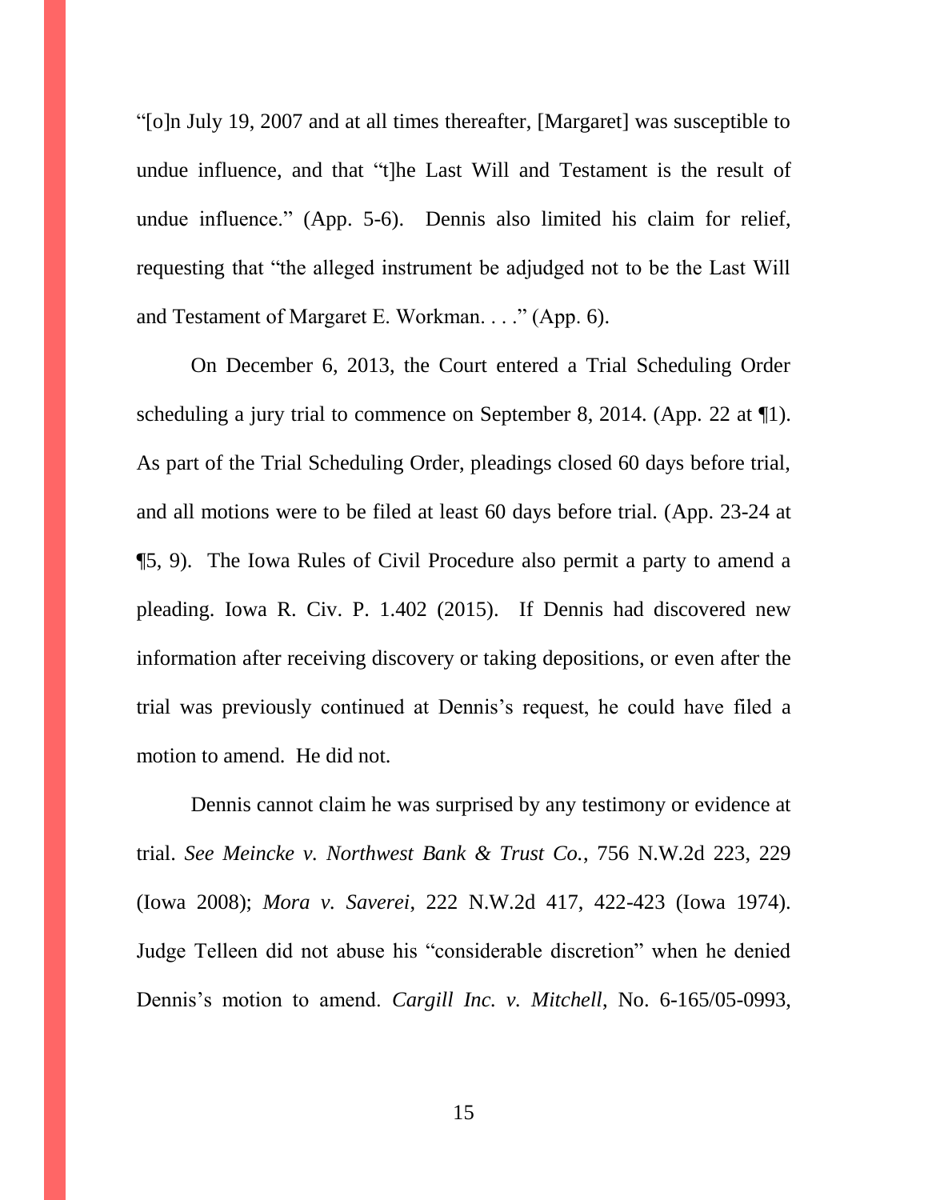"[o]n July 19, 2007 and at all times thereafter, [Margaret] was susceptible to undue influence, and that "t]he Last Will and Testament is the result of undue influence." (App. 5-6). Dennis also limited his claim for relief, requesting that "the alleged instrument be adjudged not to be the Last Will and Testament of Margaret E. Workman. . . ." (App. 6).

On December 6, 2013, the Court entered a Trial Scheduling Order scheduling a jury trial to commence on September 8, 2014. (App. 22 at ¶1). As part of the Trial Scheduling Order, pleadings closed 60 days before trial, and all motions were to be filed at least 60 days before trial. (App. 23-24 at ¶5, 9). The Iowa Rules of Civil Procedure also permit a party to amend a pleading. Iowa R. Civ. P. 1.402 (2015). If Dennis had discovered new information after receiving discovery or taking depositions, or even after the trial was previously continued at Dennis's request, he could have filed a motion to amend. He did not.

Dennis cannot claim he was surprised by any testimony or evidence at trial. *See Meincke v. Northwest Bank & Trust Co.*, 756 N.W.2d 223, 229 (Iowa 2008); *Mora v. Saverei*, 222 N.W.2d 417, 422-423 (Iowa 1974). Judge Telleen did not abuse his "considerable discretion" when he denied Dennis's motion to amend. *Cargill Inc. v. Mitchell*, No. 6-165/05-0993,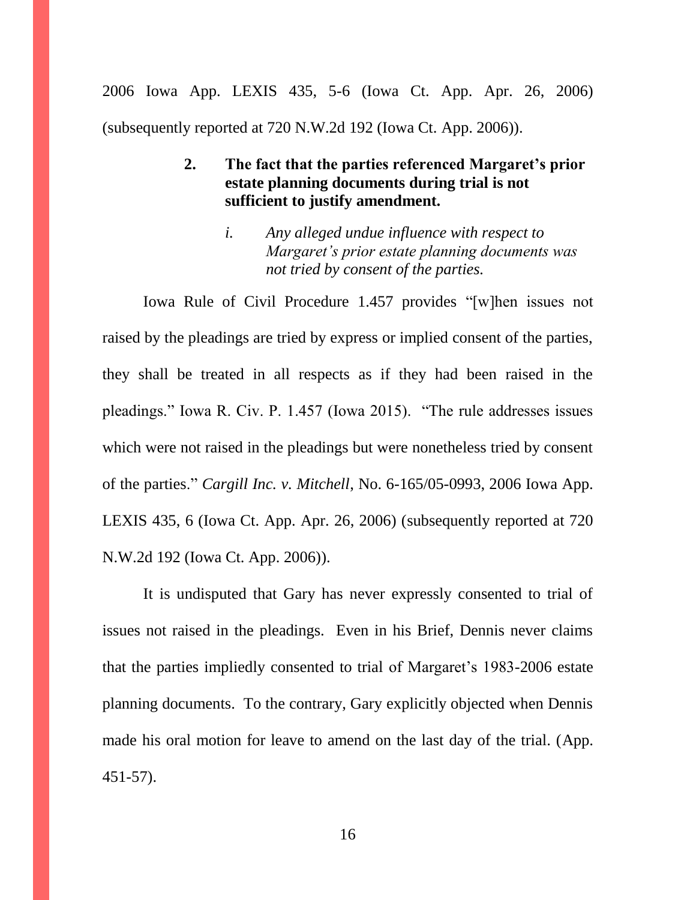2006 Iowa App. LEXIS 435, 5-6 (Iowa Ct. App. Apr. 26, 2006) (subsequently reported at 720 N.W.2d 192 (Iowa Ct. App. 2006)).

### 2. The fact that the parties referenced Margaret's prior estate planning documents during trial is not sufficient to justify amendment.

#### *i. Any alleged undue influence with respect to Margaret's prior estate planning documents was not tried by consent of the parties.*

Iowa Rule of Civil Procedure 1.457 provides "[w]hen issues not raised by the pleadings are tried by express or implied consent of the parties, they shall be treated in all respects as if they had been raised in the pleadings." Iowa R. Civ. P. 1.457 (Iowa 2015). "The rule addresses issues which were not raised in the pleadings but were nonetheless tried by consent of the parties." *Cargill Inc. v. Mitchell*, No. 6-165/05-0993, 2006 Iowa App. LEXIS 435, 6 (Iowa Ct. App. Apr. 26, 2006) (subsequently reported at 720 N.W.2d 192 (Iowa Ct. App. 2006)).

It is undisputed that Gary has never expressly consented to trial of issues not raised in the pleadings. Even in his Brief, Dennis never claims that the parties impliedly consented to trial of Margaret's 1983-2006 estate planning documents. To the contrary, Gary explicitly objected when Dennis made his oral motion for leave to amend on the last day of the trial. (App. 451-57).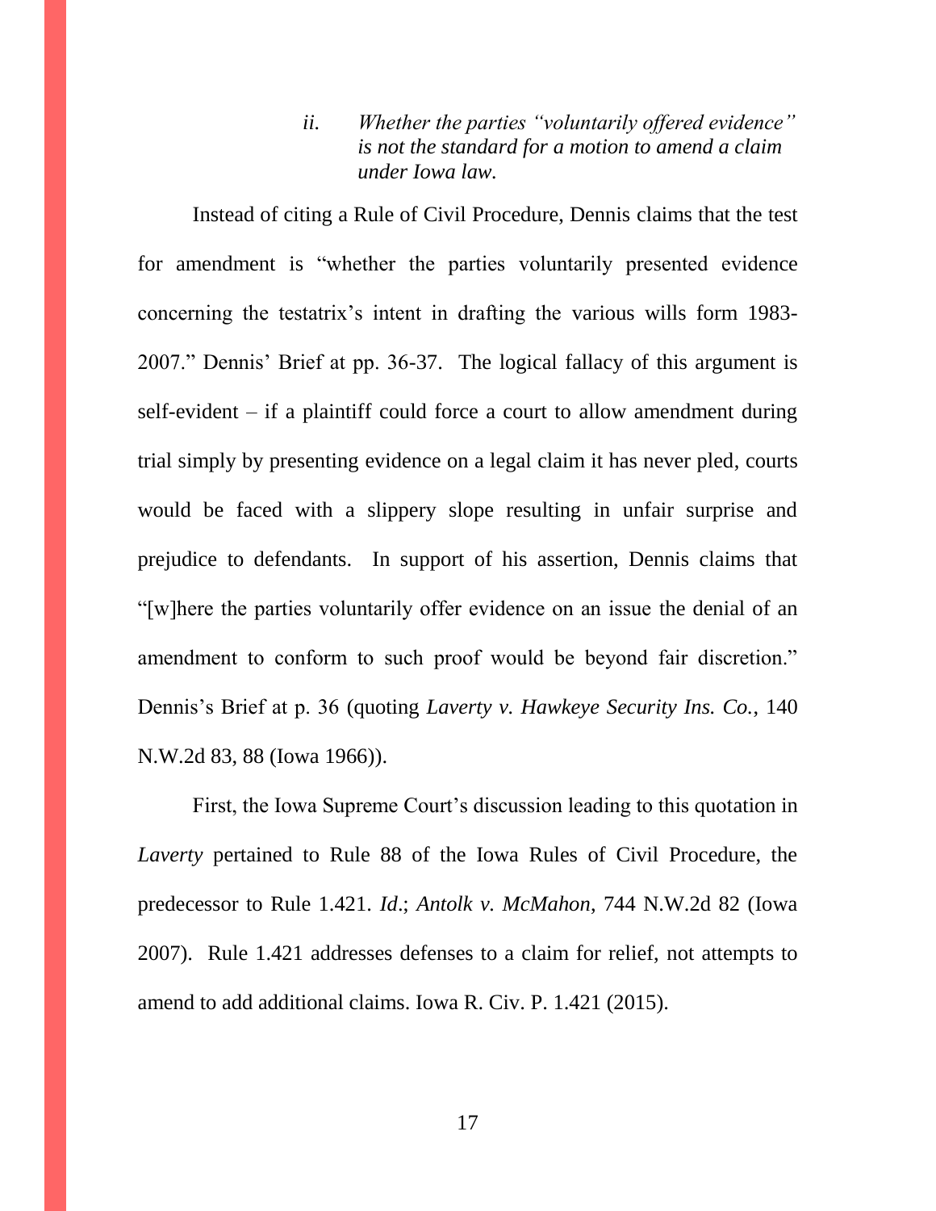*ii. Whether the parties "voluntarily offered evidence" is not the standard for a motion to amend a claim under Iowa law.*

Instead of citing a Rule of Civil Procedure, Dennis claims that the test for amendment is "whether the parties voluntarily presented evidence concerning the testatrix's intent in drafting the various wills form 1983-2007." Dennis' Brief at pp. 36-37. The logical fallacy of this argument is self-evident – if a plaintiff could force a court to allow amendment during trial simply by presenting evidence on a legal claim it has never pled, courts would be faced with a slippery slope resulting in unfair surprise and prejudice to defendants. In support of his assertion, Dennis claims that "[w]here the parties voluntarily offer evidence on an issue the denial of an amendment to conform to such proof would be beyond fair discretion." Dennis's Brief at p. 36 (quoting *Laverty v. Hawkeye Security Ins. Co.*, 140 N.W.2d 83, 88 (Iowa 1966)).

First, the Iowa Supreme Court's discussion leading to this quotation in *Laverty* pertained to Rule 88 of the Iowa Rules of Civil Procedure, the predecessor to Rule 1.421. *Id*.; *Antolk v. McMahon*, 744 N.W.2d 82 (Iowa 2007). Rule 1.421 addresses defenses to a claim for relief, not attempts to amend to add additional claims. Iowa R. Civ. P. 1.421 (2015).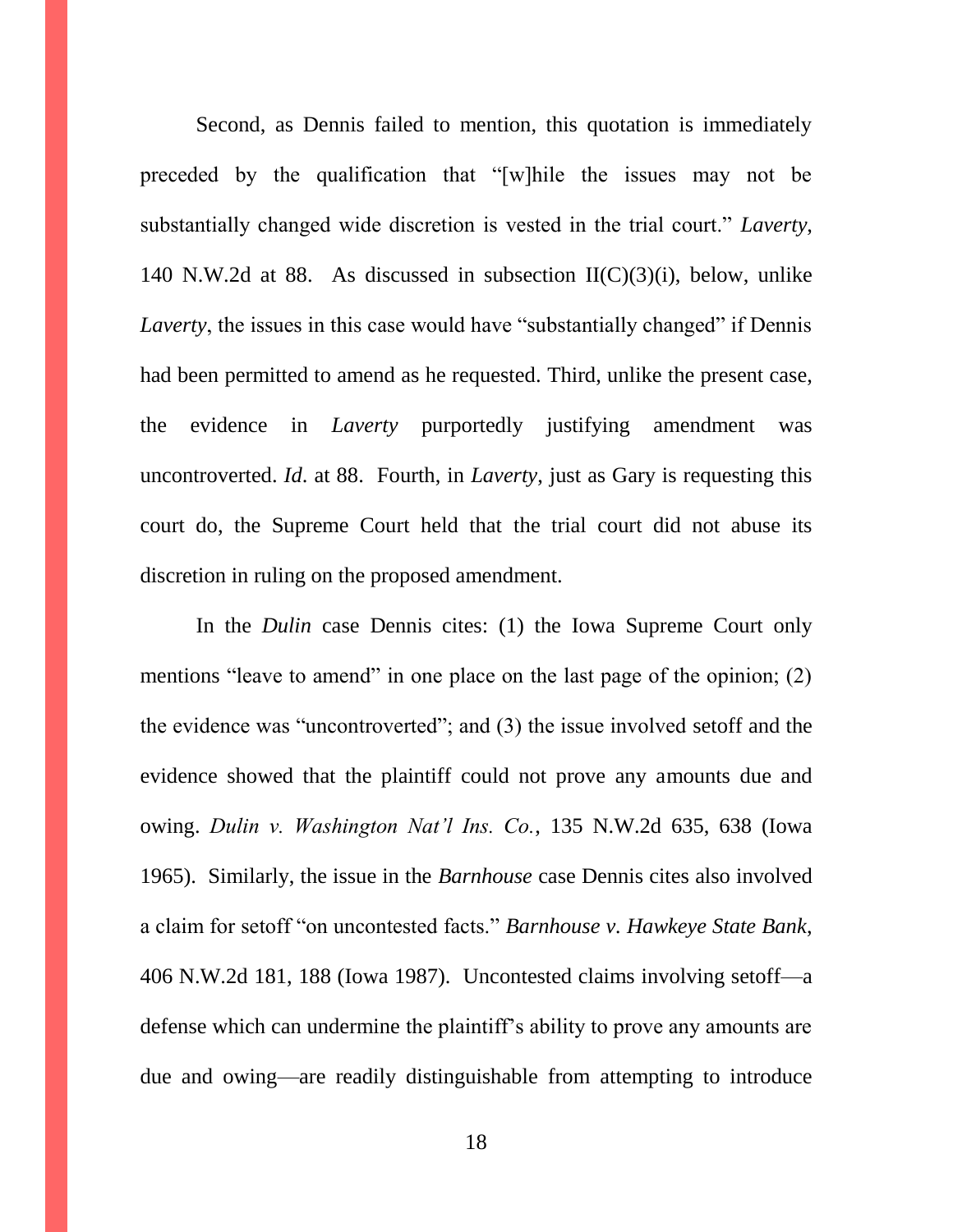Second, as Dennis failed to mention, this quotation is immediately preceded by the qualification that "[w]hile the issues may not be substantially changed wide discretion is vested in the trial court." *Laverty*, 140 N.W.2d at 88. As discussed in subsection II(C)(3)(i), below, unlike *Laverty*, the issues in this case would have "substantially changed" if Dennis had been permitted to amend as he requested. Third, unlike the present case, the evidence in *Laverty* purportedly justifying amendment was uncontroverted. *Id*. at 88. Fourth, in *Laverty*, just as Gary is requesting this court do, the Supreme Court held that the trial court did not abuse its discretion in ruling on the proposed amendment.

In the *Dulin* case Dennis cites: (1) the Iowa Supreme Court only mentions "leave to amend" in one place on the last page of the opinion; (2) the evidence was "uncontroverted"; and (3) the issue involved setoff and the evidence showed that the plaintiff could not prove any amounts due and owing. *Dulin v. Washington Nat'l Ins. Co.*, 135 N.W.2d 635, 638 (Iowa 1965). Similarly, the issue in the *Barnhouse* case Dennis cites also involved a claim for setoff "on uncontested facts." *Barnhouse v. Hawkeye State Bank*, 406 N.W.2d 181, 188 (Iowa 1987). Uncontested claims involving setoff—a defense which can undermine the plaintiff's ability to prove any amounts are due and owing—are readily distinguishable from attempting to introduce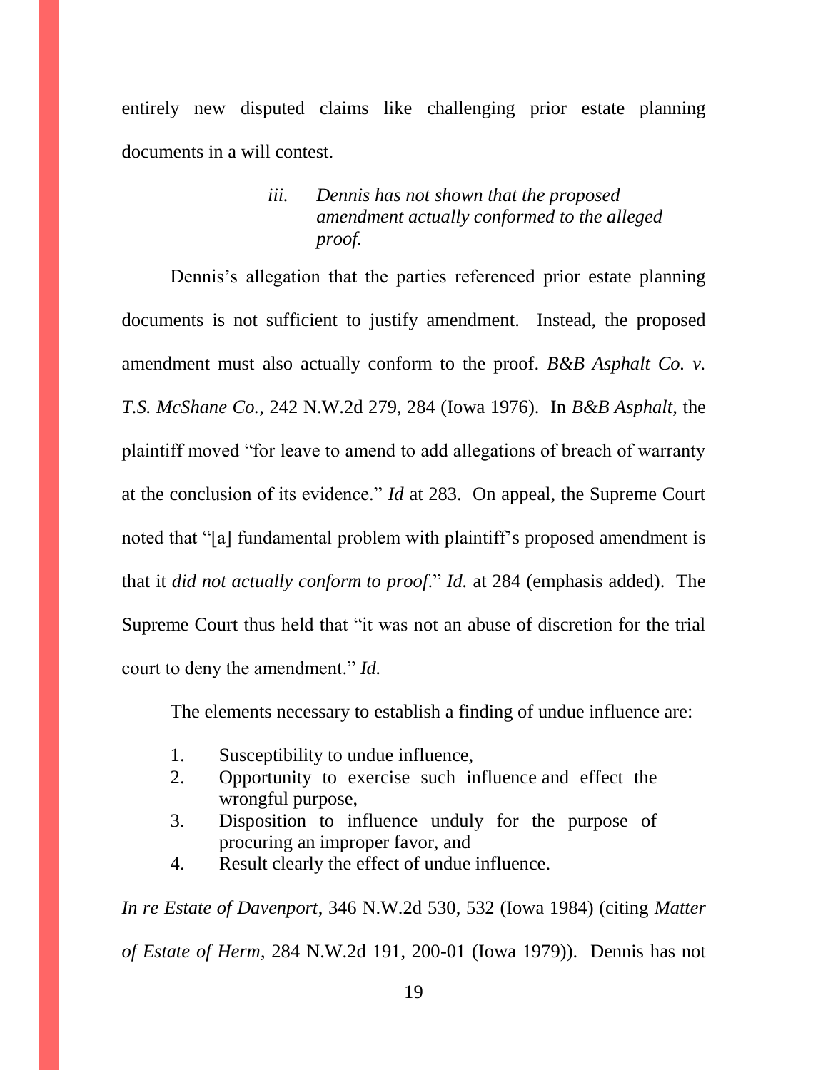entirely new disputed claims like challenging prior estate planning documents in a will contest.

### *iii. Dennis has not shown that the proposed amendment actually conformed to the alleged proof.*

Dennis's allegation that the parties referenced prior estate planning documents is not sufficient to justify amendment. Instead, the proposed amendment must also actually conform to the proof. *B&B Asphalt Co. v. T.S. McShane Co.*, 242 N.W.2d 279, 284 (Iowa 1976). In *B&B Asphalt*, the plaintiff moved "for leave to amend to add allegations of breach of warranty at the conclusion of its evidence." *Id* at 283. On appeal, the Supreme Court noted that "[a] fundamental problem with plaintiff's proposed amendment is that it *did not actually conform to proof*." *Id.* at 284 (emphasis added). The Supreme Court thus held that "it was not an abuse of discretion for the trial court to deny the amendment." *Id.*

The elements necessary to establish a finding of undue influence are:

1. Susceptibility to undue influence,
2. Opportunity to exercise such influence and effect the wrongful purpose,
3. Disposition to influence unduly for the purpose of procuring an improper favor, and
4. Result clearly the effect of undue influence.

*In re Estate of Davenport*, 346 N.W.2d 530, 532 (Iowa 1984) (citing *Matter of Estate of Herm*, 284 N.W.2d 191, 200-01 (Iowa 1979)). Dennis has not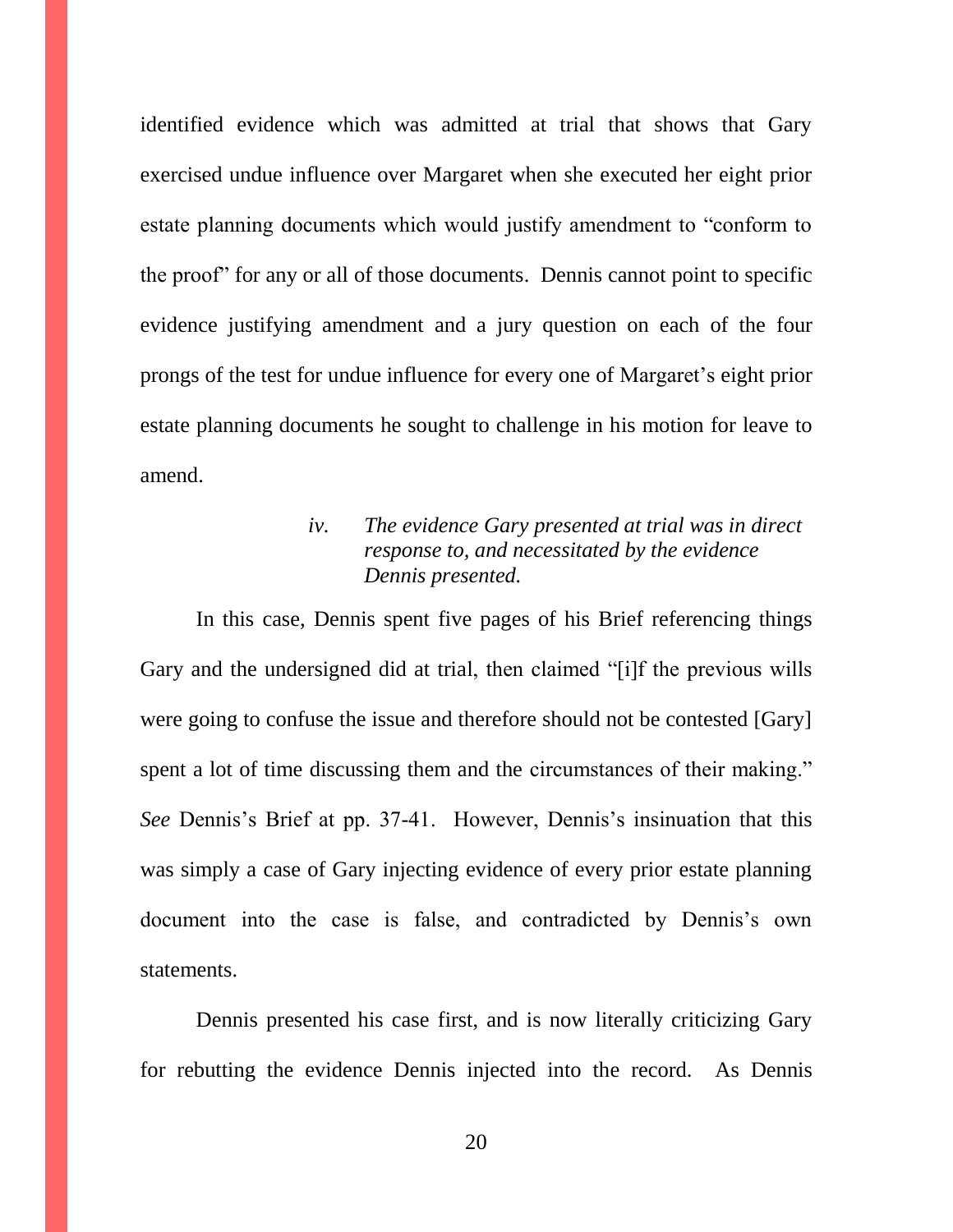identified evidence which was admitted at trial that shows that Gary exercised undue influence over Margaret when she executed her eight prior estate planning documents which would justify amendment to "conform to the proof" for any or all of those documents. Dennis cannot point to specific evidence justifying amendment and a jury question on each of the four prongs of the test for undue influence for every one of Margaret's eight prior estate planning documents he sought to challenge in his motion for leave to amend.

*iv. The evidence Gary presented at trial was in direct response to, and necessitated by the evidence Dennis presented.*

In this case, Dennis spent five pages of his Brief referencing things Gary and the undersigned did at trial, then claimed "[i]f the previous wills were going to confuse the issue and therefore should not be contested [Gary] spent a lot of time discussing them and the circumstances of their making." *See* Dennis's Brief at pp. 37-41. However, Dennis's insinuation that this was simply a case of Gary injecting evidence of every prior estate planning document into the case is false, and contradicted by Dennis's own statements.

Dennis presented his case first, and is now literally criticizing Gary for rebutting the evidence Dennis injected into the record. As Dennis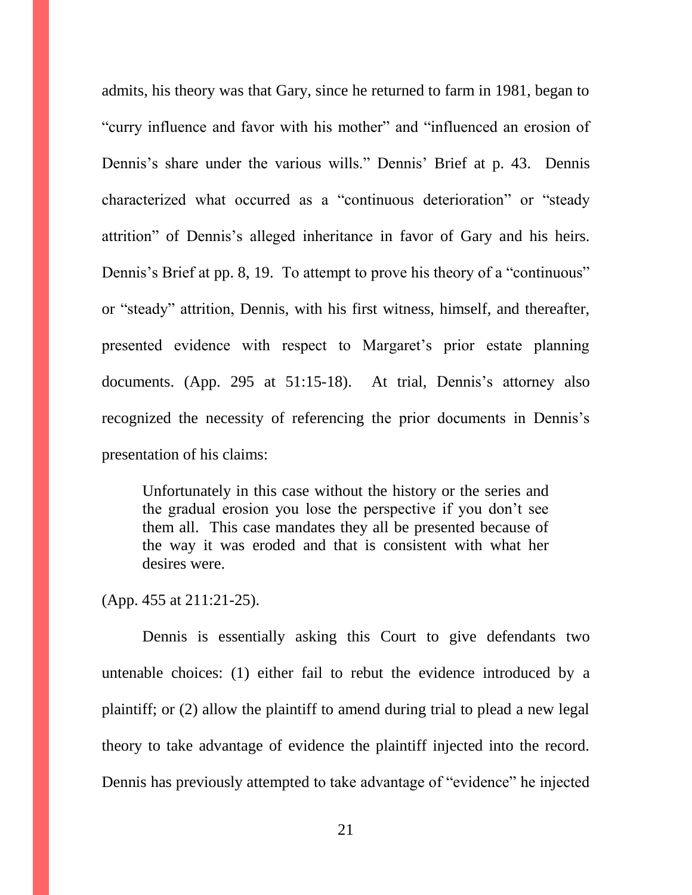admits, his theory was that Gary, since he returned to farm in 1981, began to "curry influence and favor with his mother" and "influenced an erosion of Dennis's share under the various wills." Dennis' Brief at p. 43. Dennis characterized what occurred as a "continuous deterioration" or "steady attrition" of Dennis's alleged inheritance in favor of Gary and his heirs. Dennis's Brief at pp. 8, 19. To attempt to prove his theory of a "continuous" or "steady" attrition, Dennis, with his first witness, himself, and thereafter, presented evidence with respect to Margaret's prior estate planning documents. (App. 295 at 51:15-18). At trial, Dennis's attorney also recognized the necessity of referencing the prior documents in Dennis's presentation of his claims:

> Unfortunately in this case without the history or the series and the gradual erosion you lose the perspective if you don't see them all. This case mandates they all be presented because of the way it was eroded and that is consistent with what her desires were.

(App. 455 at 211:21-25).

Dennis is essentially asking this Court to give defendants two untenable choices: (1) either fail to rebut the evidence introduced by a plaintiff; or (2) allow the plaintiff to amend during trial to plead a new legal theory to take advantage of evidence the plaintiff injected into the record. Dennis has previously attempted to take advantage of "evidence" he injected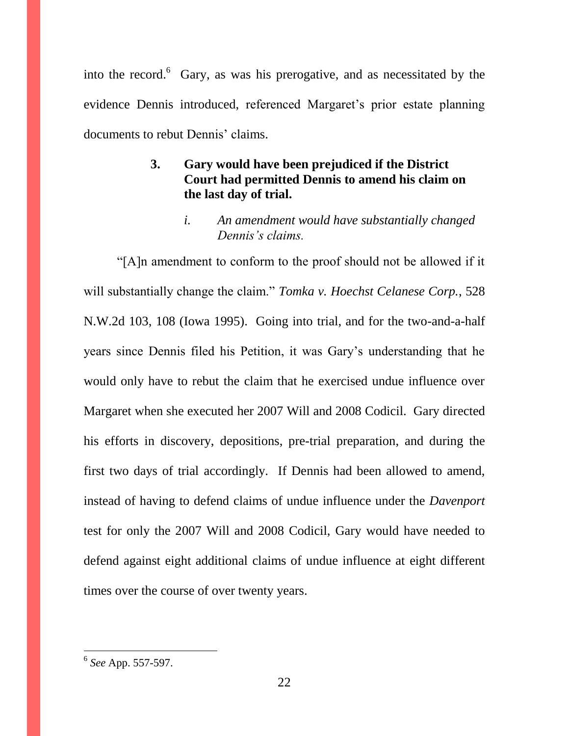into the record.[6] Gary, as was his prerogative, and as necessitated by the evidence Dennis introduced, referenced Margaret's prior estate planning documents to rebut Dennis' claims.

### 3. Gary would have been prejudiced if the District Court had permitted Dennis to amend his claim on the last day of trial.

#### *i. An amendment would have substantially changed Dennis's claims.*

"[A]n amendment to conform to the proof should not be allowed if it will substantially change the claim." *Tomka v. Hoechst Celanese Corp.*, 528 N.W.2d 103, 108 (Iowa 1995). Going into trial, and for the two-and-a-half years since Dennis filed his Petition, it was Gary's understanding that he would only have to rebut the claim that he exercised undue influence over Margaret when she executed her 2007 Will and 2008 Codicil. Gary directed his efforts in discovery, depositions, pre-trial preparation, and during the first two days of trial accordingly. If Dennis had been allowed to amend, instead of having to defend claims of undue influence under the *Davenport* test for only the 2007 Will and 2008 Codicil, Gary would have needed to defend against eight additional claims of undue influence at eight different times over the course of over twenty years.

---

[6] *See* App. 557-597.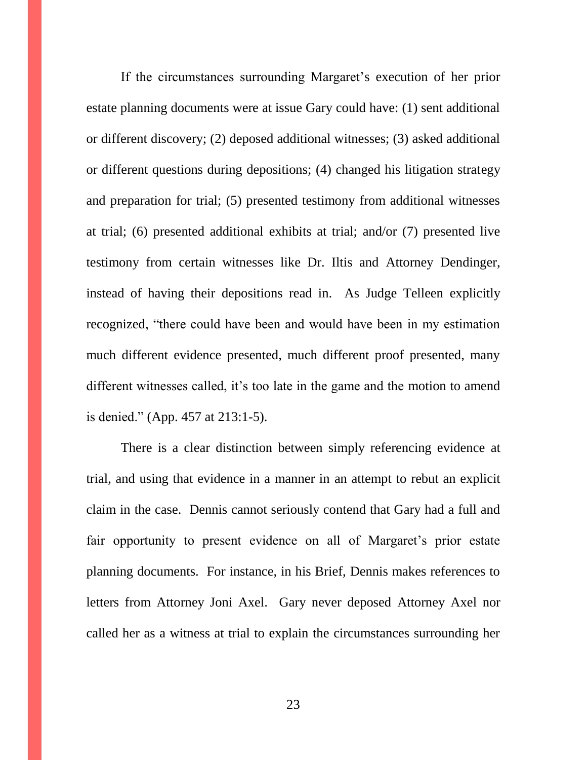If the circumstances surrounding Margaret's execution of her prior estate planning documents were at issue Gary could have: (1) sent additional or different discovery; (2) deposed additional witnesses; (3) asked additional or different questions during depositions; (4) changed his litigation strategy and preparation for trial; (5) presented testimony from additional witnesses at trial; (6) presented additional exhibits at trial; and/or (7) presented live testimony from certain witnesses like Dr. Iltis and Attorney Dendinger, instead of having their depositions read in. As Judge Telleen explicitly recognized, "there could have been and would have been in my estimation much different evidence presented, much different proof presented, many different witnesses called, it's too late in the game and the motion to amend is denied." (App. 457 at 213:1-5).

There is a clear distinction between simply referencing evidence at trial, and using that evidence in a manner in an attempt to rebut an explicit claim in the case. Dennis cannot seriously contend that Gary had a full and fair opportunity to present evidence on all of Margaret's prior estate planning documents. For instance, in his Brief, Dennis makes references to letters from Attorney Joni Axel. Gary never deposed Attorney Axel nor called her as a witness at trial to explain the circumstances surrounding her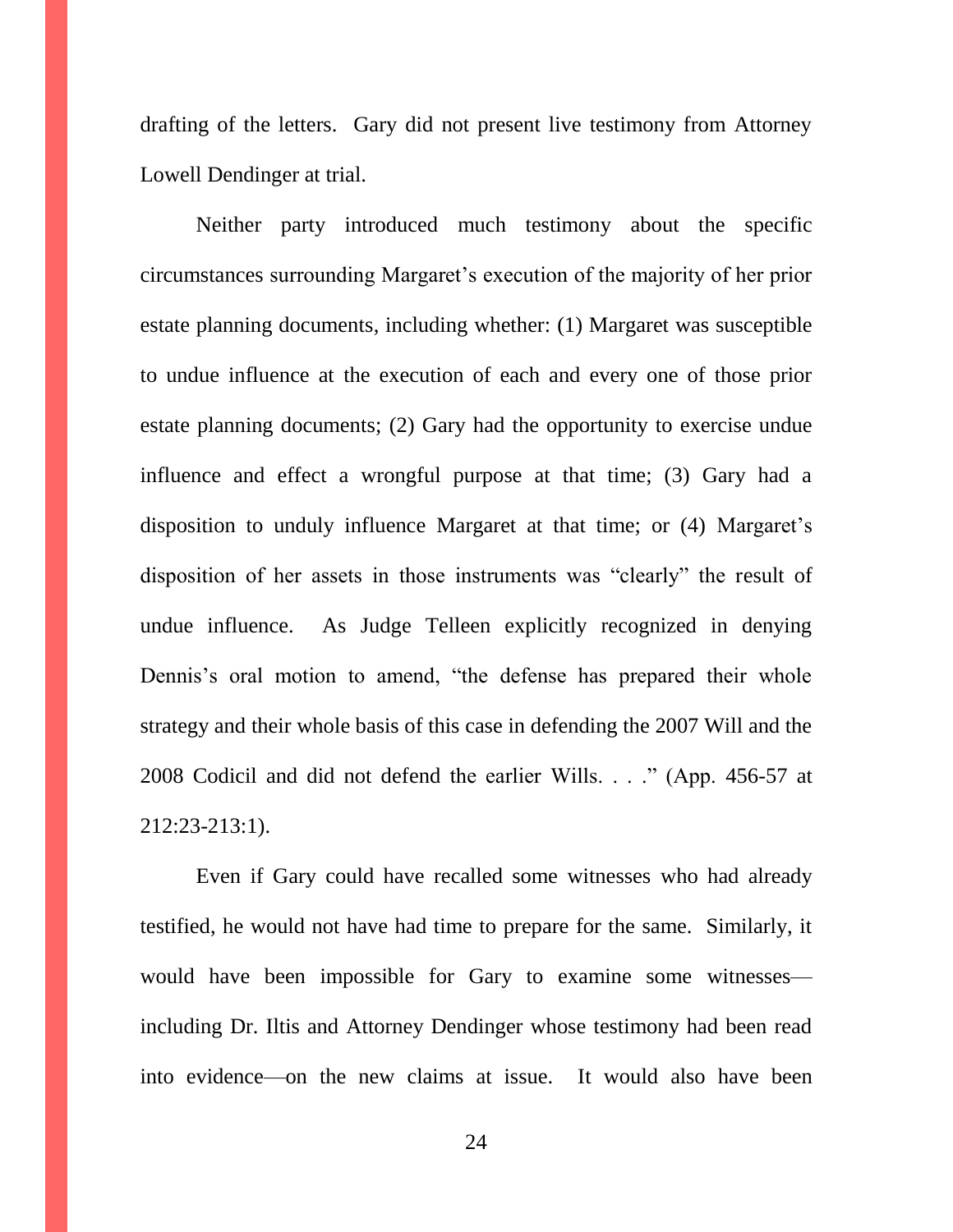drafting of the letters. Gary did not present live testimony from Attorney Lowell Dendinger at trial.

Neither party introduced much testimony about the specific circumstances surrounding Margaret's execution of the majority of her prior estate planning documents, including whether: (1) Margaret was susceptible to undue influence at the execution of each and every one of those prior estate planning documents; (2) Gary had the opportunity to exercise undue influence and effect a wrongful purpose at that time; (3) Gary had a disposition to unduly influence Margaret at that time; or (4) Margaret's disposition of her assets in those instruments was "clearly" the result of undue influence. As Judge Telleen explicitly recognized in denying Dennis's oral motion to amend, "the defense has prepared their whole strategy and their whole basis of this case in defending the 2007 Will and the 2008 Codicil and did not defend the earlier Wills. . . ." (App. 456-57 at 212:23-213:1).

Even if Gary could have recalled some witnesses who had already testified, he would not have had time to prepare for the same. Similarly, it would have been impossible for Gary to examine some witnesses—including Dr. Iltis and Attorney Dendinger whose testimony had been read into evidence—on the new claims at issue. It would also have been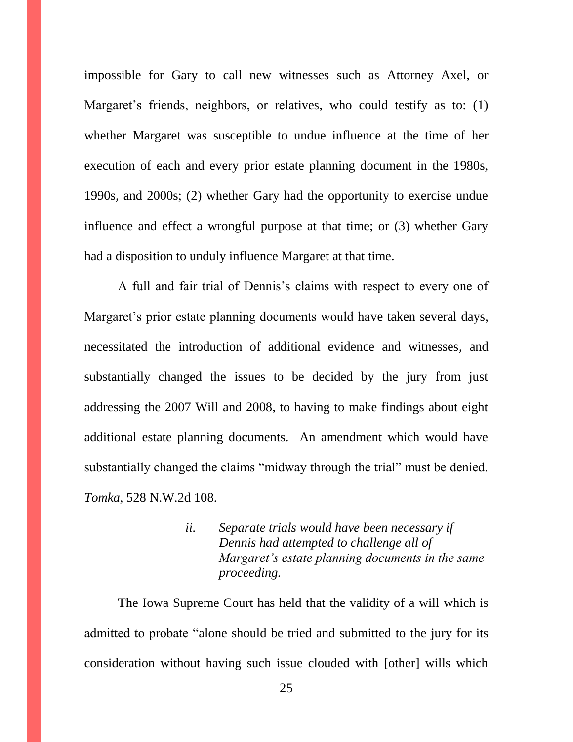impossible for Gary to call new witnesses such as Attorney Axel, or Margaret's friends, neighbors, or relatives, who could testify as to: (1) whether Margaret was susceptible to undue influence at the time of her execution of each and every prior estate planning document in the 1980s, 1990s, and 2000s; (2) whether Gary had the opportunity to exercise undue influence and effect a wrongful purpose at that time; or (3) whether Gary had a disposition to unduly influence Margaret at that time.

A full and fair trial of Dennis's claims with respect to every one of Margaret's prior estate planning documents would have taken several days, necessitated the introduction of additional evidence and witnesses, and substantially changed the issues to be decided by the jury from just addressing the 2007 Will and 2008, to having to make findings about eight additional estate planning documents. An amendment which would have substantially changed the claims "midway through the trial" must be denied. *Tomka*, 528 N.W.2d 108.

> *ii. Separate trials would have been necessary if Dennis had attempted to challenge all of Margaret's estate planning documents in the same proceeding.*

The Iowa Supreme Court has held that the validity of a will which is admitted to probate "alone should be tried and submitted to the jury for its consideration without having such issue clouded with [other] wills which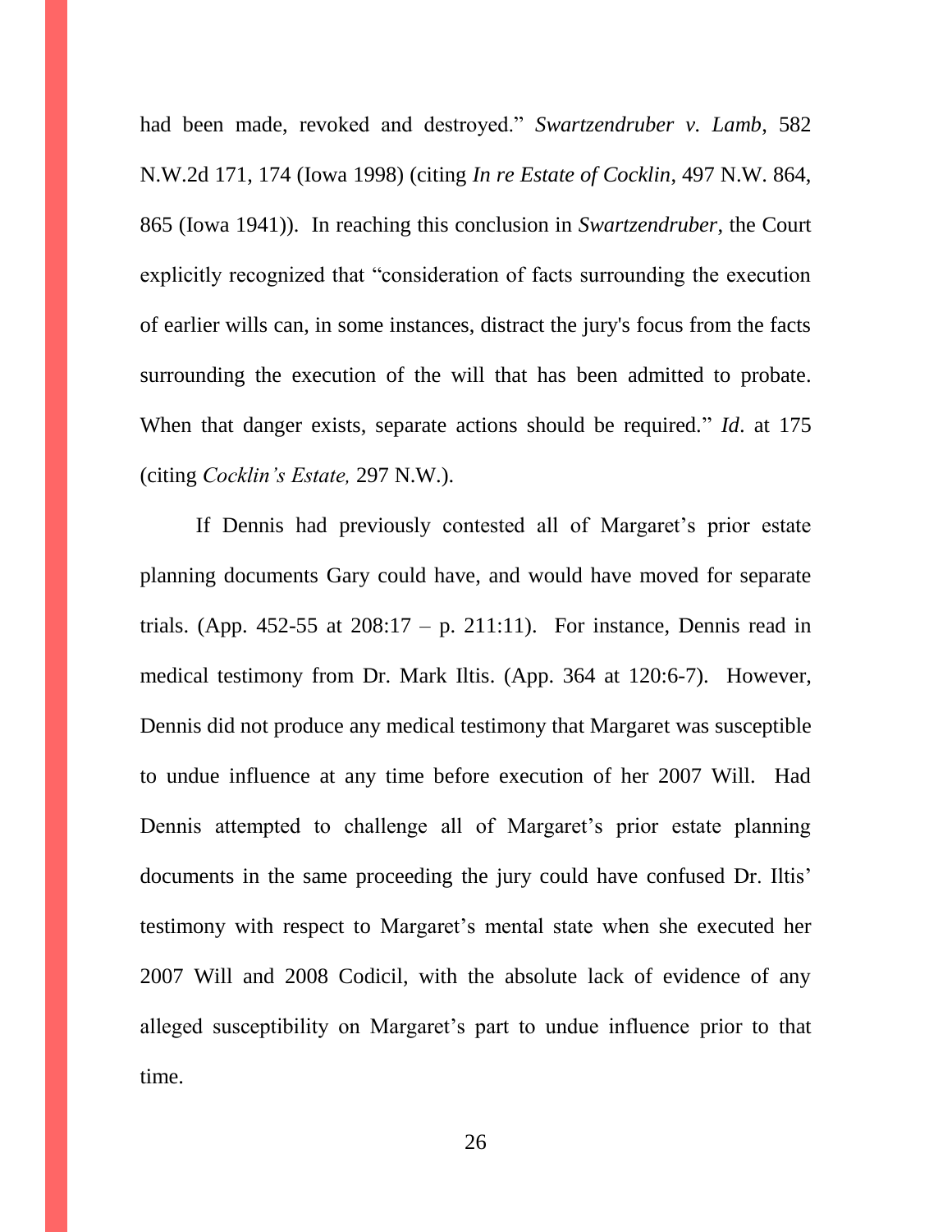had been made, revoked and destroyed." *Swartzendruber v. Lamb*, 582 N.W.2d 171, 174 (Iowa 1998) (citing *In re Estate of Cocklin*, 497 N.W. 864, 865 (Iowa 1941)). In reaching this conclusion in *Swartzendruber*, the Court explicitly recognized that "consideration of facts surrounding the execution of earlier wills can, in some instances, distract the jury's focus from the facts surrounding the execution of the will that has been admitted to probate. When that danger exists, separate actions should be required." *Id*. at 175 (citing *Cocklin's Estate,* 297 N.W.).

If Dennis had previously contested all of Margaret's prior estate planning documents Gary could have, and would have moved for separate trials. (App. 452-55 at 208:17 – p. 211:11). For instance, Dennis read in medical testimony from Dr. Mark Iltis. (App. 364 at 120:6-7). However, Dennis did not produce any medical testimony that Margaret was susceptible to undue influence at any time before execution of her 2007 Will. Had Dennis attempted to challenge all of Margaret's prior estate planning documents in the same proceeding the jury could have confused Dr. Iltis' testimony with respect to Margaret's mental state when she executed her 2007 Will and 2008 Codicil, with the absolute lack of evidence of any alleged susceptibility on Margaret's part to undue influence prior to that time.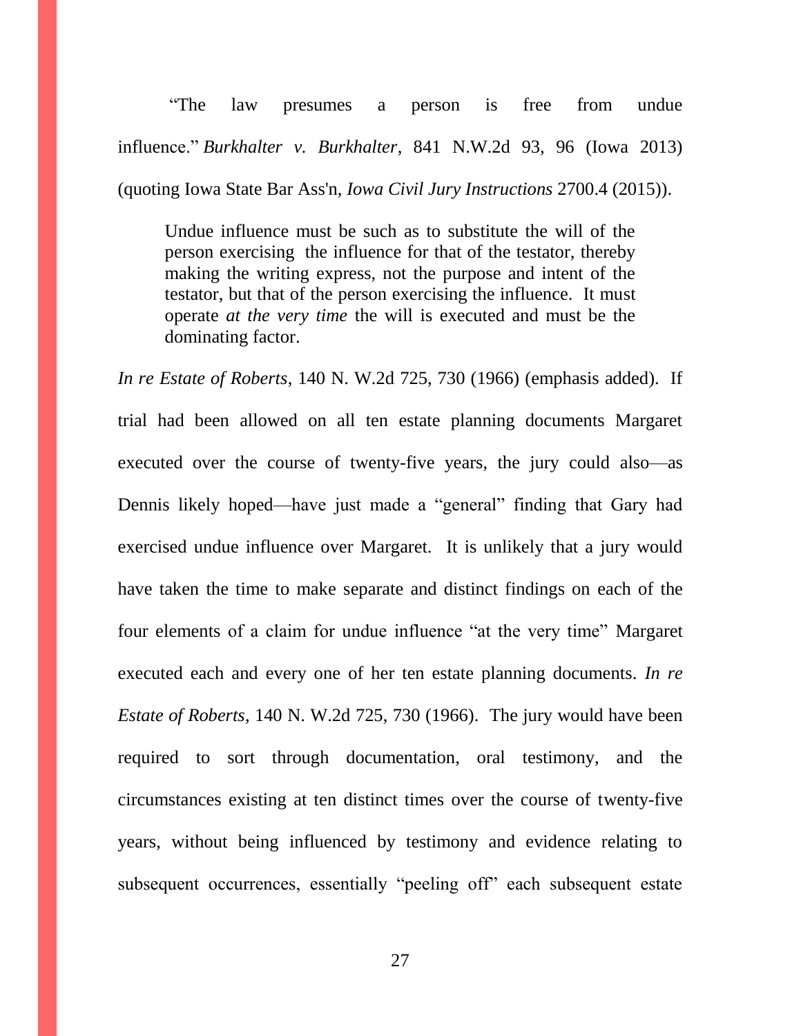"The law presumes a person is free from undue influence." *Burkhalter v. Burkhalter*, 841 N.W.2d 93, 96 (Iowa 2013) (quoting Iowa State Bar Ass'n, *Iowa Civil Jury Instructions* 2700.4 (2015)).

> Undue influence must be such as to substitute the will of the person exercising the influence for that of the testator, thereby making the writing express, not the purpose and intent of the testator, but that of the person exercising the influence. It must operate *at the very time* the will is executed and must be the dominating factor.

*In re Estate of Roberts*, 140 N. W.2d 725, 730 (1966) (emphasis added). If trial had been allowed on all ten estate planning documents Margaret executed over the course of twenty-five years, the jury could also—as Dennis likely hoped—have just made a "general" finding that Gary had exercised undue influence over Margaret. It is unlikely that a jury would have taken the time to make separate and distinct findings on each of the four elements of a claim for undue influence "at the very time" Margaret executed each and every one of her ten estate planning documents. *In re Estate of Roberts*, 140 N. W.2d 725, 730 (1966). The jury would have been required to sort through documentation, oral testimony, and the circumstances existing at ten distinct times over the course of twenty-five years, without being influenced by testimony and evidence relating to subsequent occurrences, essentially "peeling off" each subsequent estate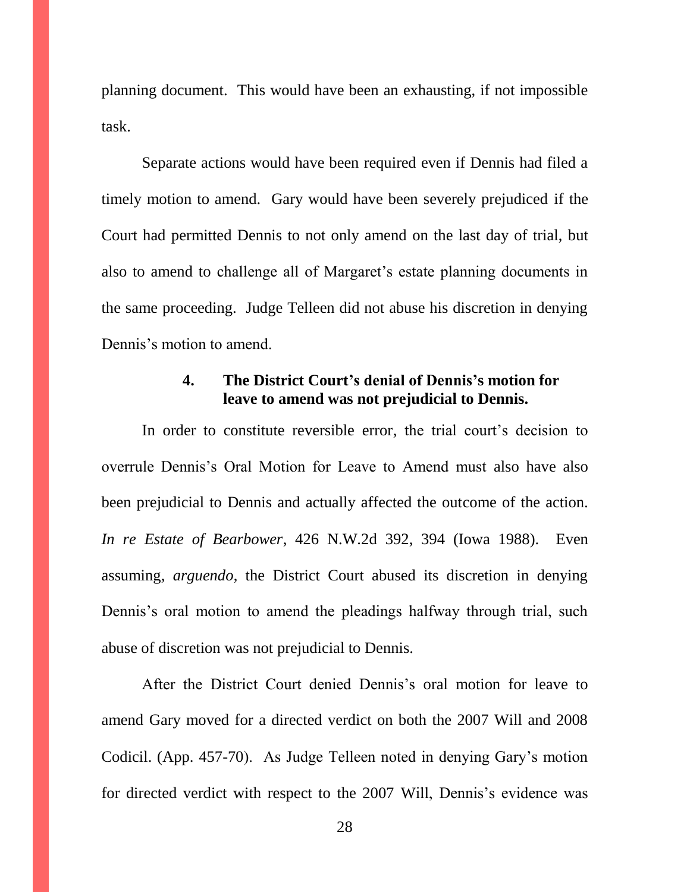planning document. This would have been an exhausting, if not impossible task.

Separate actions would have been required even if Dennis had filed a timely motion to amend. Gary would have been severely prejudiced if the Court had permitted Dennis to not only amend on the last day of trial, but also to amend to challenge all of Margaret's estate planning documents in the same proceeding. Judge Telleen did not abuse his discretion in denying Dennis's motion to amend.

### 4. The District Court's denial of Dennis's motion for leave to amend was not prejudicial to Dennis.

In order to constitute reversible error, the trial court's decision to overrule Dennis's Oral Motion for Leave to Amend must also have also been prejudicial to Dennis and actually affected the outcome of the action. *In re Estate of Bearbower*, 426 N.W.2d 392, 394 (Iowa 1988). Even assuming, *arguendo*, the District Court abused its discretion in denying Dennis's oral motion to amend the pleadings halfway through trial, such abuse of discretion was not prejudicial to Dennis.

After the District Court denied Dennis's oral motion for leave to amend Gary moved for a directed verdict on both the 2007 Will and 2008 Codicil. (App. 457-70). As Judge Telleen noted in denying Gary's motion for directed verdict with respect to the 2007 Will, Dennis's evidence was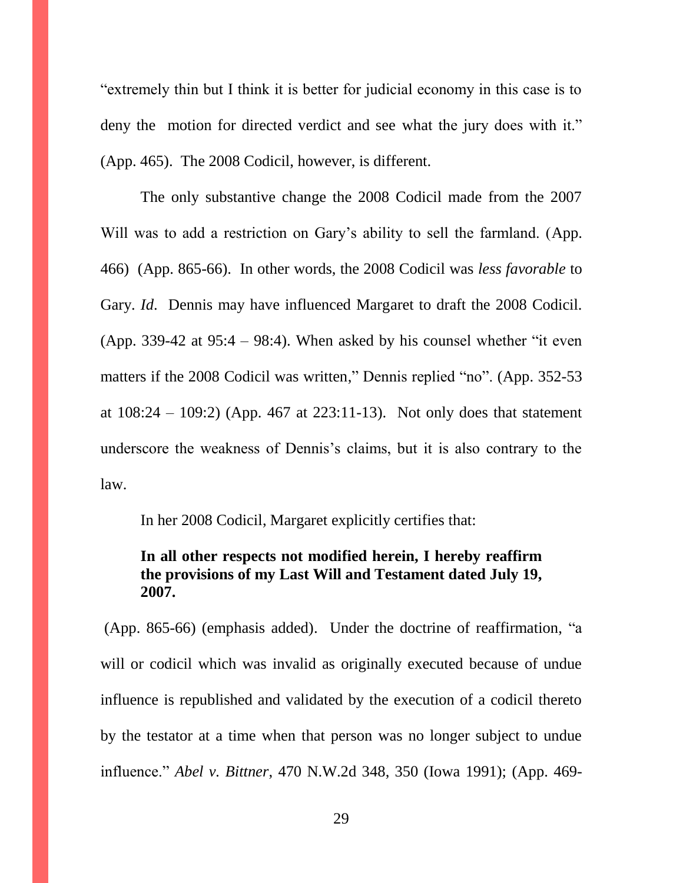"extremely thin but I think it is better for judicial economy in this case is to deny the motion for directed verdict and see what the jury does with it." (App. 465). The 2008 Codicil, however, is different.

The only substantive change the 2008 Codicil made from the 2007 Will was to add a restriction on Gary's ability to sell the farmland. (App. 466) (App. 865-66). In other words, the 2008 Codicil was *less favorable* to Gary. *Id*. Dennis may have influenced Margaret to draft the 2008 Codicil. (App. 339-42 at 95:4 – 98:4). When asked by his counsel whether "it even matters if the 2008 Codicil was written," Dennis replied "no". (App. 352-53 at 108:24 – 109:2) (App. 467 at 223:11-13). Not only does that statement underscore the weakness of Dennis's claims, but it is also contrary to the law.

In her 2008 Codicil, Margaret explicitly certifies that:

> **In all other respects not modified herein, I hereby reaffirm the provisions of my Last Will and Testament dated July 19, 2007.**

(App. 865-66) (emphasis added). Under the doctrine of reaffirmation, "a will or codicil which was invalid as originally executed because of undue influence is republished and validated by the execution of a codicil thereto by the testator at a time when that person was no longer subject to undue influence." *Abel v. Bittner*, 470 N.W.2d 348, 350 (Iowa 1991); (App. 469-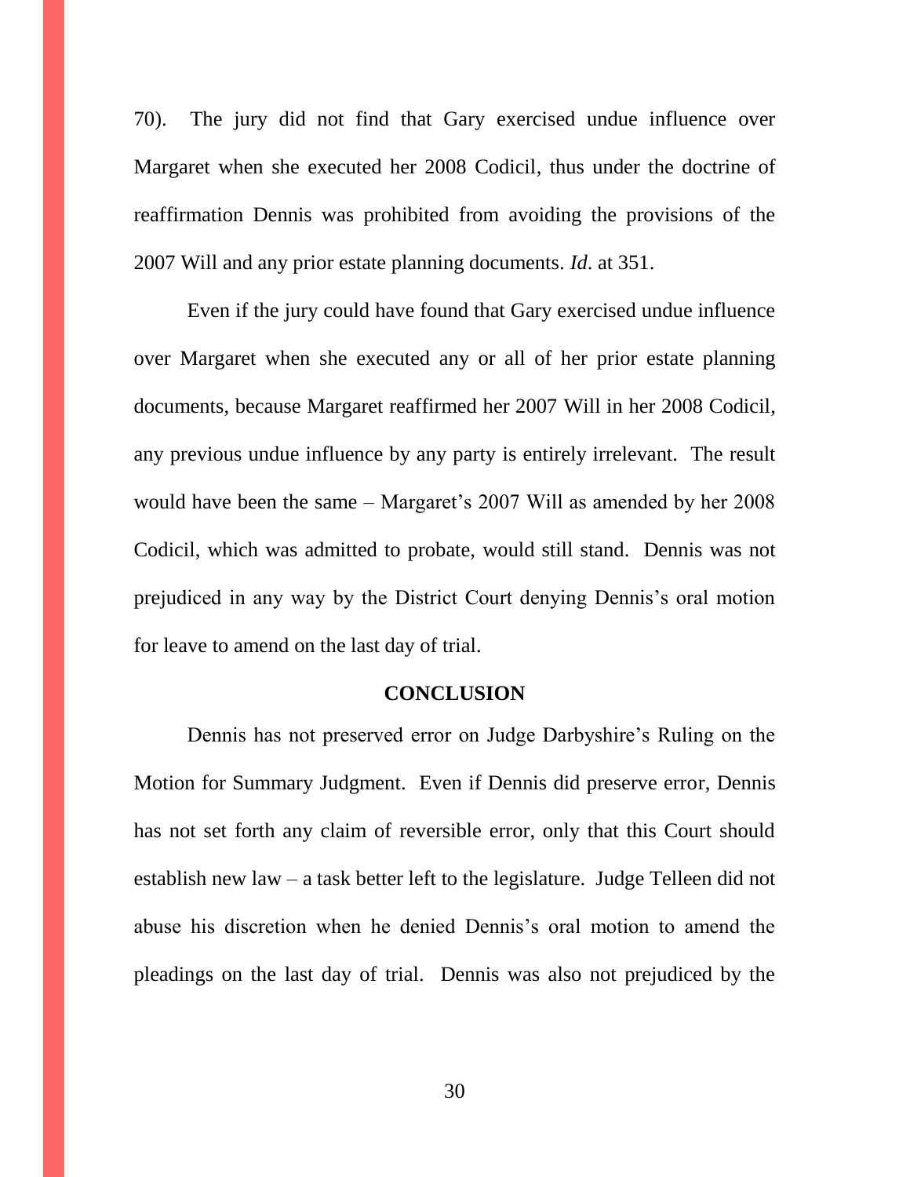70). The jury did not find that Gary exercised undue influence over Margaret when she executed her 2008 Codicil, thus under the doctrine of reaffirmation Dennis was prohibited from avoiding the provisions of the 2007 Will and any prior estate planning documents. *Id*. at 351.

Even if the jury could have found that Gary exercised undue influence over Margaret when she executed any or all of her prior estate planning documents, because Margaret reaffirmed her 2007 Will in her 2008 Codicil, any previous undue influence by any party is entirely irrelevant. The result would have been the same – Margaret's 2007 Will as amended by her 2008 Codicil, which was admitted to probate, would still stand. Dennis was not prejudiced in any way by the District Court denying Dennis's oral motion for leave to amend on the last day of trial.

## CONCLUSION

Dennis has not preserved error on Judge Darbyshire's Ruling on the Motion for Summary Judgment. Even if Dennis did preserve error, Dennis has not set forth any claim of reversible error, only that this Court should establish new law – a task better left to the legislature. Judge Telleen did not abuse his discretion when he denied Dennis's oral motion to amend the pleadings on the last day of trial. Dennis was also not prejudiced by the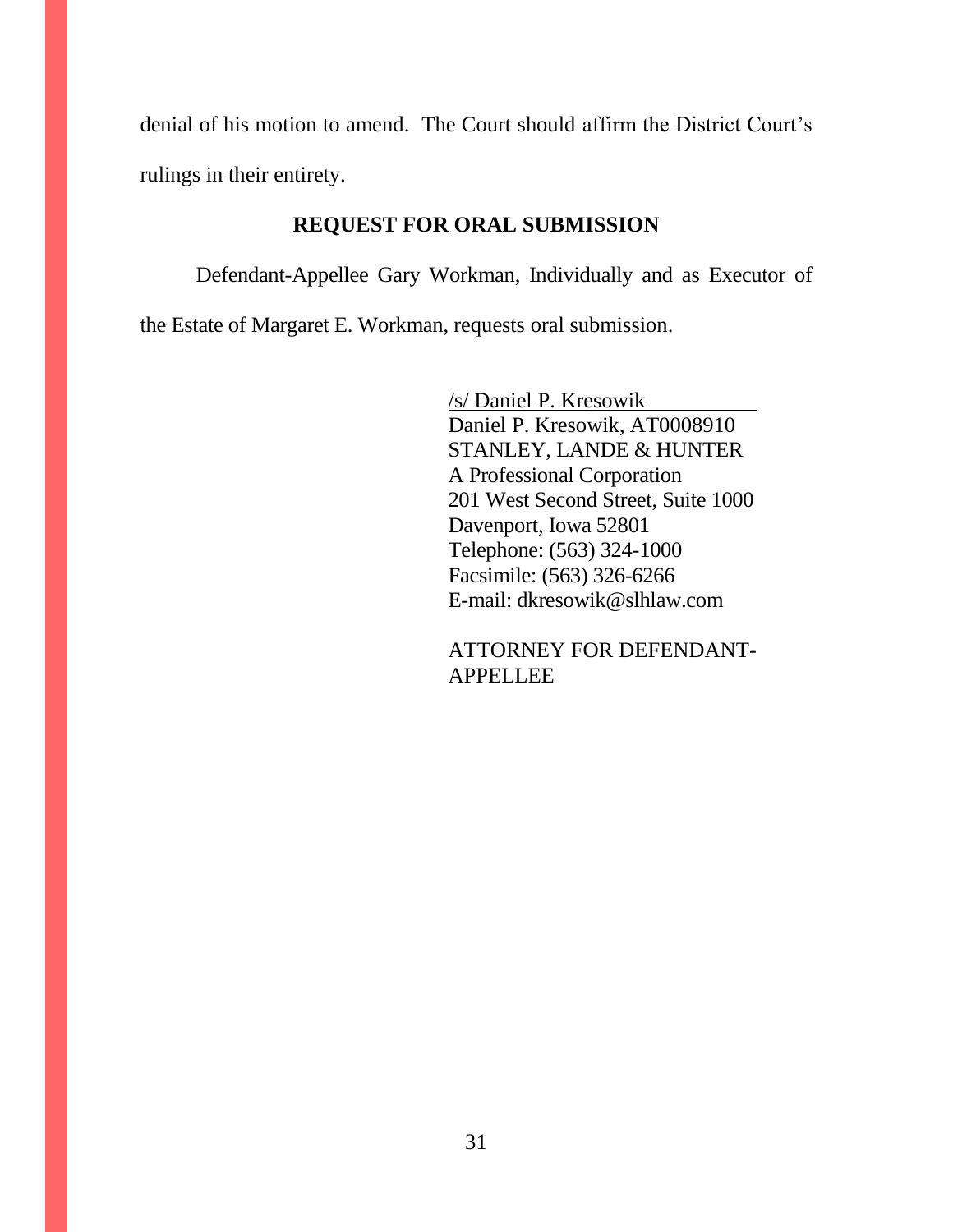denial of his motion to amend. The Court should affirm the District Court's rulings in their entirety.

## REQUEST FOR ORAL SUBMISSION

Defendant-Appellee Gary Workman, Individually and as Executor of the Estate of Margaret E. Workman, requests oral submission.

/s/ Daniel P. Kresowik
Daniel P. Kresowik, AT0008910
STANLEY, LANDE & HUNTER
A Professional Corporation
201 West Second Street, Suite 1000
Davenport, Iowa 52801
Telephone: (563) 324-1000
Facsimile: (563) 326-6266
E-mail: dkresowik@slhlaw.com

ATTORNEY FOR DEFENDANT-APPELLEE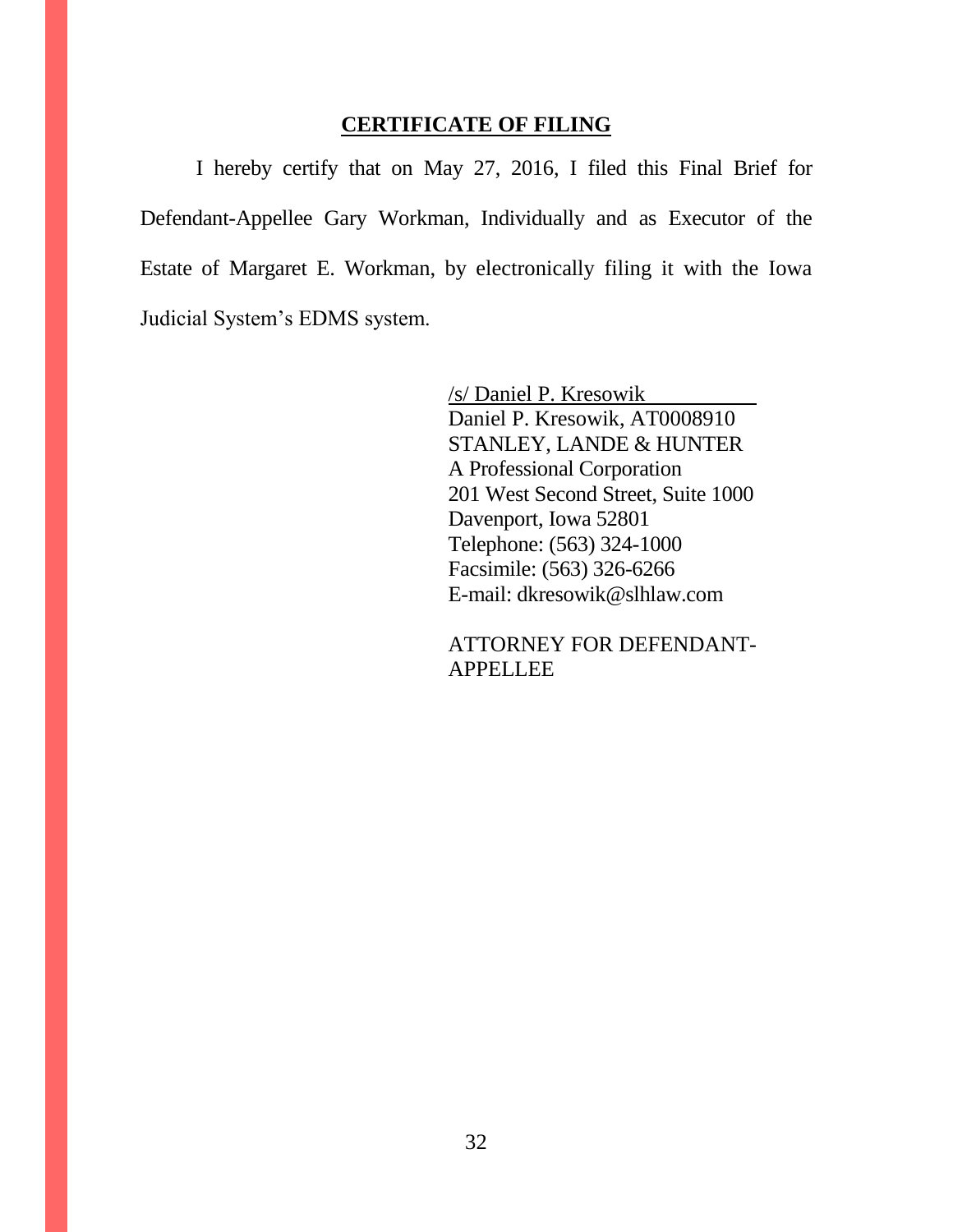## CERTIFICATE OF FILING

I hereby certify that on May 27, 2016, I filed this Final Brief for Defendant-Appellee Gary Workman, Individually and as Executor of the Estate of Margaret E. Workman, by electronically filing it with the Iowa Judicial System's EDMS system.

/s/ Daniel P. Kresowik
Daniel P. Kresowik, AT0008910
STANLEY, LANDE & HUNTER
A Professional Corporation
201 West Second Street, Suite 1000
Davenport, Iowa 52801
Telephone: (563) 324-1000
Facsimile: (563) 326-6266
E-mail: dkresowik@slhlaw.com

ATTORNEY FOR DEFENDANT-APPELLEE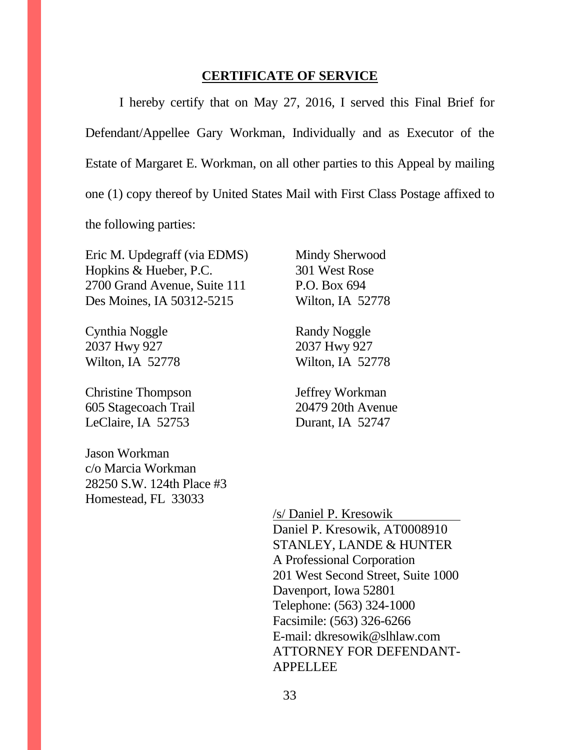## **CERTIFICATE OF SERVICE**

I hereby certify that on May 27, 2016, I served this Final Brief for Defendant/Appellee Gary Workman, Individually and as Executor of the Estate of Margaret E. Workman, on all other parties to this Appeal by mailing one (1) copy thereof by United States Mail with First Class Postage affixed to the following parties:

Eric M. Updegraff (via EDMS)
Hopkins & Hueber, P.C.
2700 Grand Avenue, Suite 111
Des Moines, IA 50312-5215

Mindy Sherwood
301 West Rose
P.O. Box 694
Wilton, IA 52778

Cynthia Noggle
2037 Hwy 927
Wilton, IA 52778

Randy Noggle
2037 Hwy 927
Wilton, IA 52778

Christine Thompson
605 Stagecoach Trail
LeClaire, IA 52753

Jeffrey Workman
20479 20th Avenue
Durant, IA 52747

Jason Workman
c/o Marcia Workman
28250 S.W. 124th Place #3
Homestead, FL 33033

/s/ Daniel P. Kresowik
Daniel P. Kresowik, AT0008910
STANLEY, LANDE & HUNTER
A Professional Corporation
201 West Second Street, Suite 1000
Davenport, Iowa 52801
Telephone: (563) 324-1000
Facsimile: (563) 326-6266
E-mail: dkresowik@slhlaw.com
ATTORNEY FOR DEFENDANT-APPELLEE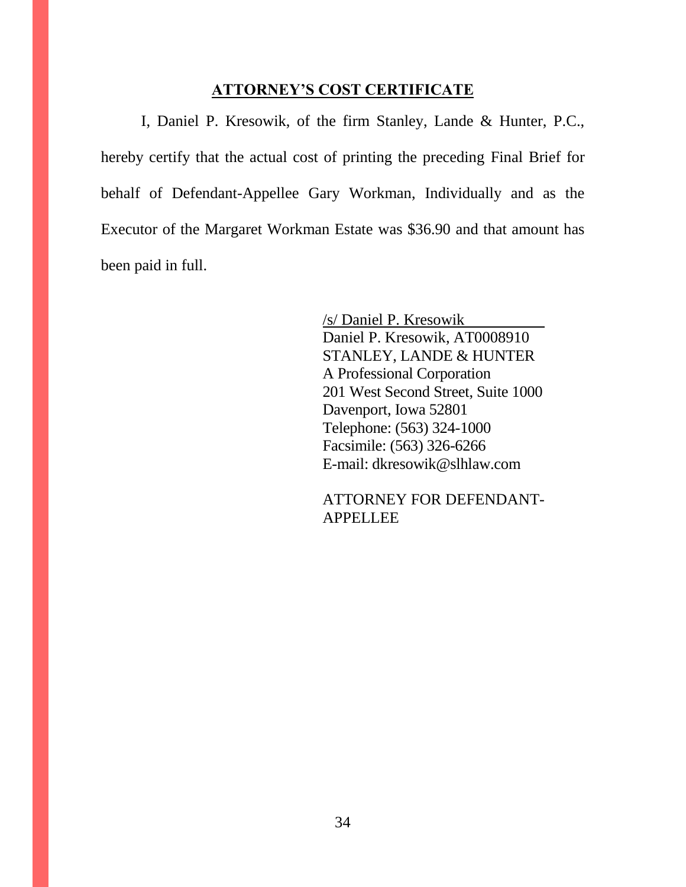## ATTORNEY'S COST CERTIFICATE

I, Daniel P. Kresowik, of the firm Stanley, Lande & Hunter, P.C., hereby certify that the actual cost of printing the preceding Final Brief for behalf of Defendant-Appellee Gary Workman, Individually and as the Executor of the Margaret Workman Estate was $36.90 and that amount has been paid in full.

/s/ Daniel P. Kresowik  
Daniel P. Kresowik, AT0008910  
STANLEY, LANDE & HUNTER  
A Professional Corporation  
201 West Second Street, Suite 1000  
Davenport, Iowa 52801  
Telephone: (563) 324-1000  
Facsimile: (563) 326-6266  
E-mail: dkresowik@slhlaw.com

ATTORNEY FOR DEFENDANT-APPELLEE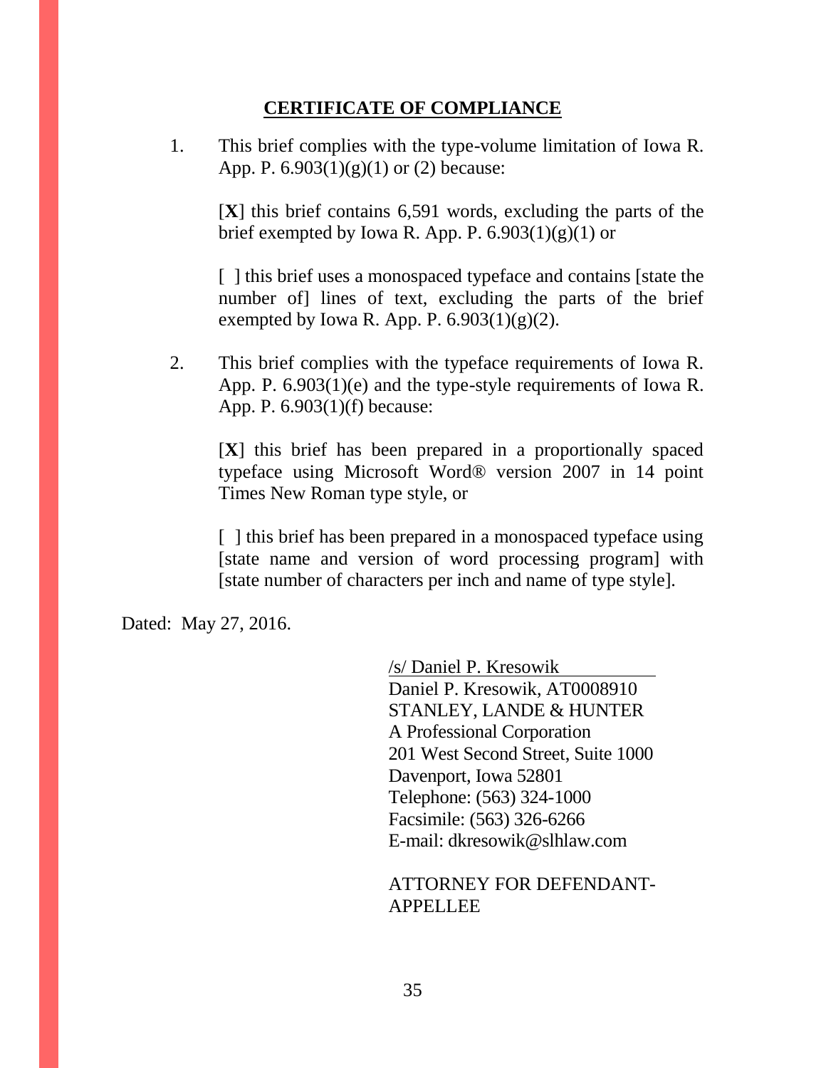## CERTIFICATE OF COMPLIANCE

1. This brief complies with the type-volume limitation of Iowa R. App. P. 6.903(1)(g)(1) or (2) because:

   [**X**] this brief contains 6,591 words, excluding the parts of the brief exempted by Iowa R. App. P. 6.903(1)(g)(1) or

   [ ] this brief uses a monospaced typeface and contains [state the number of] lines of text, excluding the parts of the brief exempted by Iowa R. App. P. 6.903(1)(g)(2).

2. This brief complies with the typeface requirements of Iowa R. App. P. 6.903(1)(e) and the type-style requirements of Iowa R. App. P. 6.903(1)(f) because:

   [**X**] this brief has been prepared in a proportionally spaced typeface using Microsoft Word® version 2007 in 14 point Times New Roman type style, or

   [ ] this brief has been prepared in a monospaced typeface using [state name and version of word processing program] with [state number of characters per inch and name of type style].

Dated: May 27, 2016.

/s/ Daniel P. Kresowik
Daniel P. Kresowik, AT0008910
STANLEY, LANDE & HUNTER
A Professional Corporation
201 West Second Street, Suite 1000
Davenport, Iowa 52801
Telephone: (563) 324-1000
Facsimile: (563) 326-6266
E-mail: dkresowik@slhlaw.com

ATTORNEY FOR DEFENDANT-APPELLEE